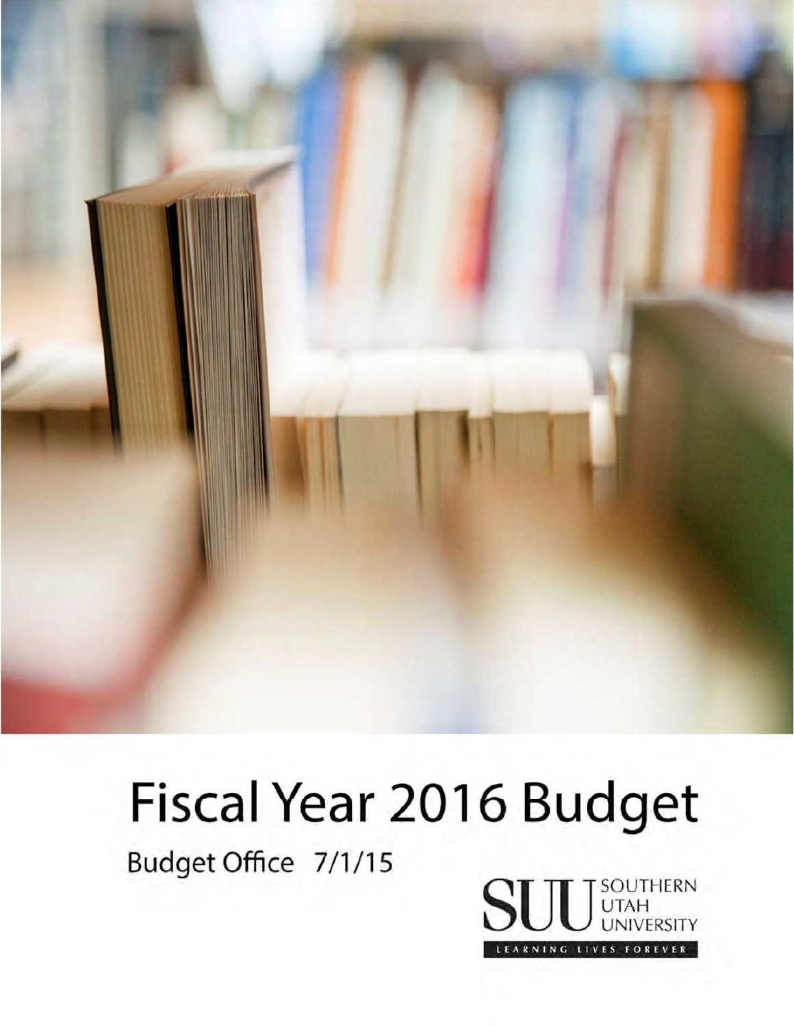# Fiscal Year 2016 Budget

Budget Office 7/1/15

SOUTHERN UTAH UNIVERSITY

LEARNING LIVES FOREVER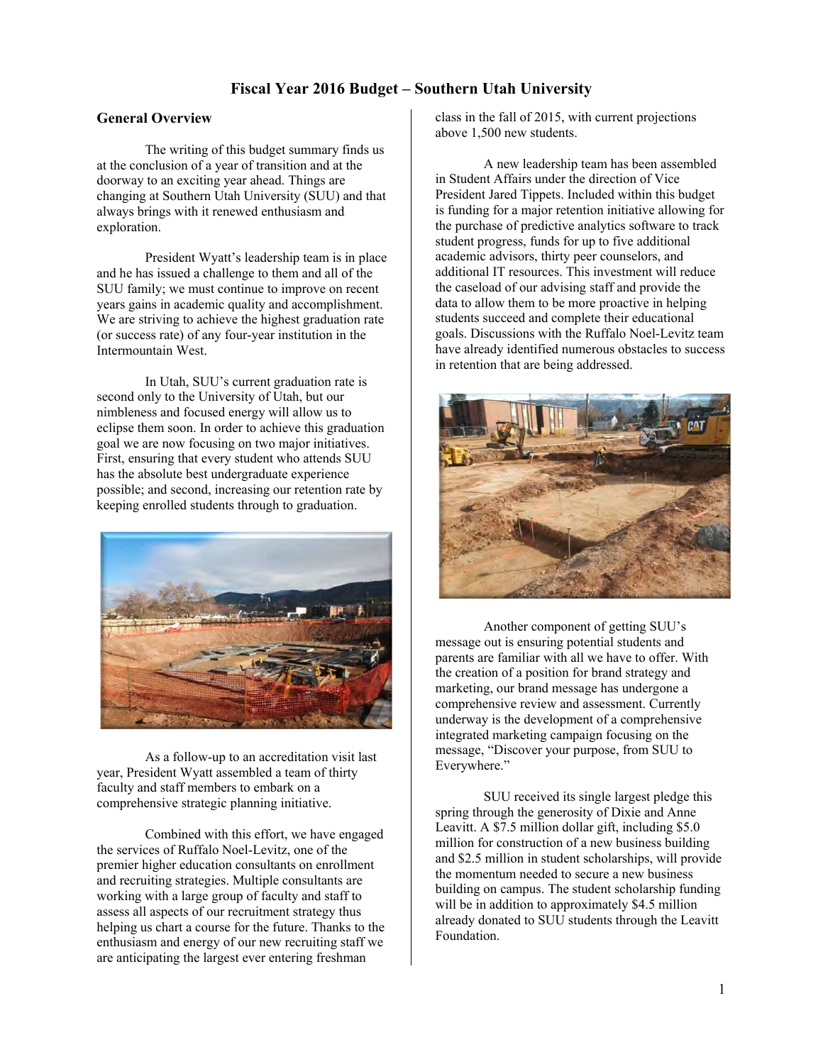# Fiscal Year 2016 Budget – Southern Utah University

## General Overview

The writing of this budget summary finds us at the conclusion of a year of transition and at the doorway to an exciting year ahead. Things are changing at Southern Utah University (SUU) and that always brings with it renewed enthusiasm and exploration.

President Wyatt's leadership team is in place and he has issued a challenge to them and all of the SUU family; we must continue to improve on recent years gains in academic quality and accomplishment. We are striving to achieve the highest graduation rate (or success rate) of any four-year institution in the Intermountain West.

In Utah, SUU's current graduation rate is second only to the University of Utah, but our nimbleness and focused energy will allow us to eclipse them soon. In order to achieve this graduation goal we are now focusing on two major initiatives. First, ensuring that every student who attends SUU has the absolute best undergraduate experience possible; and second, increasing our retention rate by keeping enrolled students through to graduation.

As a follow-up to an accreditation visit last year, President Wyatt assembled a team of thirty faculty and staff members to embark on a comprehensive strategic planning initiative.

Combined with this effort, we have engaged the services of Ruffalo Noel-Levitz, one of the premier higher education consultants on enrollment and recruiting strategies. Multiple consultants are working with a large group of faculty and staff to assess all aspects of our recruitment strategy thus helping us chart a course for the future. Thanks to the enthusiasm and energy of our new recruiting staff we are anticipating the largest ever entering freshman class in the fall of 2015, with current projections above 1,500 new students.

A new leadership team has been assembled in Student Affairs under the direction of Vice President Jared Tippets. Included within this budget is funding for a major retention initiative allowing for the purchase of predictive analytics software to track student progress, funds for up to five additional academic advisors, thirty peer counselors, and additional IT resources. This investment will reduce the caseload of our advising staff and provide the data to allow them to be more proactive in helping students succeed and complete their educational goals. Discussions with the Ruffalo Noel-Levitz team have already identified numerous obstacles to success in retention that are being addressed.

Another component of getting SUU's message out is ensuring potential students and parents are familiar with all we have to offer. With the creation of a position for brand strategy and marketing, our brand message has undergone a comprehensive review and assessment. Currently underway is the development of a comprehensive integrated marketing campaign focusing on the message, "Discover your purpose, from SUU to Everywhere."

SUU received its single largest pledge this spring through the generosity of Dixie and Anne Leavitt. A $7.5 million dollar gift, including $5.0 million for construction of a new business building and $2.5 million in student scholarships, will provide the momentum needed to secure a new business building on campus. The student scholarship funding will be in addition to approximately $4.5 million already donated to SUU students through the Leavitt Foundation.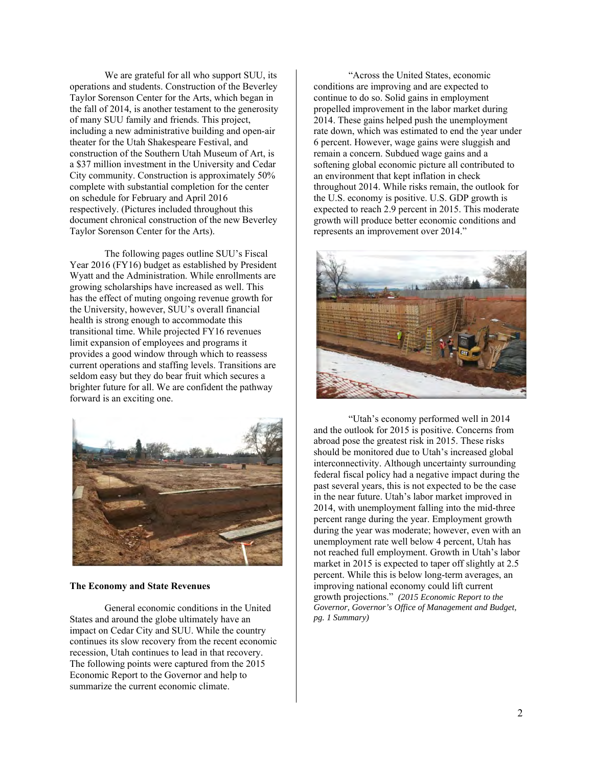We are grateful for all who support SUU, its operations and students. Construction of the Beverley Taylor Sorenson Center for the Arts, which began in the fall of 2014, is another testament to the generosity of many SUU family and friends. This project, including a new administrative building and open-air theater for the Utah Shakespeare Festival, and construction of the Southern Utah Museum of Art, is a $37 million investment in the University and Cedar City community. Construction is approximately 50% complete with substantial completion for the center on schedule for February and April 2016 respectively. (Pictures included throughout this document chronical construction of the new Beverley Taylor Sorenson Center for the Arts).

The following pages outline SUU's Fiscal Year 2016 (FY16) budget as established by President Wyatt and the Administration. While enrollments are growing scholarships have increased as well. This has the effect of muting ongoing revenue growth for the University, however, SUU's overall financial health is strong enough to accommodate this transitional time. While projected FY16 revenues limit expansion of employees and programs it provides a good window through which to reassess current operations and staffing levels. Transitions are seldom easy but they do bear fruit which secures a brighter future for all. We are confident the pathway forward is an exciting one.

**The Economy and State Revenues**

General economic conditions in the United States and around the globe ultimately have an impact on Cedar City and SUU. While the country continues its slow recovery from the recent economic recession, Utah continues to lead in that recovery. The following points were captured from the 2015 Economic Report to the Governor and help to summarize the current economic climate.

"Across the United States, economic conditions are improving and are expected to continue to do so. Solid gains in employment propelled improvement in the labor market during 2014. These gains helped push the unemployment rate down, which was estimated to end the year under 6 percent. However, wage gains were sluggish and remain a concern. Subdued wage gains and a softening global economic picture all contributed to an environment that kept inflation in check throughout 2014. While risks remain, the outlook for the U.S. economy is positive. U.S. GDP growth is expected to reach 2.9 percent in 2015. This moderate growth will produce better economic conditions and represents an improvement over 2014."

"Utah's economy performed well in 2014 and the outlook for 2015 is positive. Concerns from abroad pose the greatest risk in 2015. These risks should be monitored due to Utah's increased global interconnectivity. Although uncertainty surrounding federal fiscal policy had a negative impact during the past several years, this is not expected to be the case in the near future. Utah's labor market improved in 2014, with unemployment falling into the mid-three percent range during the year. Employment growth during the year was moderate; however, even with an unemployment rate well below 4 percent, Utah has not reached full employment. Growth in Utah's labor market in 2015 is expected to taper off slightly at 2.5 percent. While this is below long-term averages, an improving national economy could lift current growth projections." *(2015 Economic Report to the Governor, Governor's Office of Management and Budget, pg. 1 Summary)*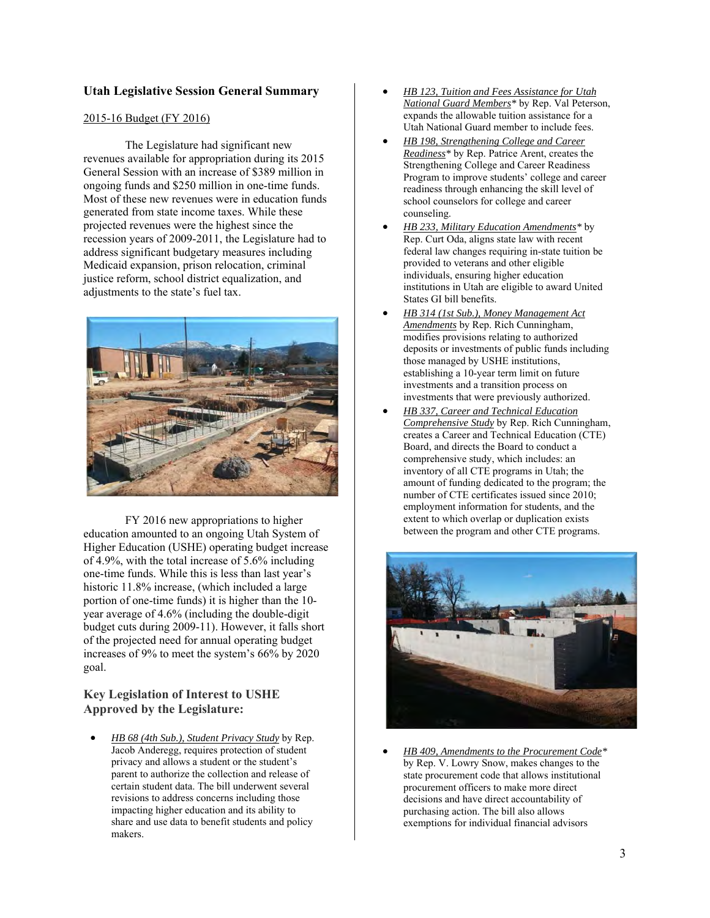## Utah Legislative Session General Summary

2015-16 Budget (FY 2016)

The Legislature had significant new revenues available for appropriation during its 2015 General Session with an increase of $389 million in ongoing funds and $250 million in one-time funds. Most of these new revenues were in education funds generated from state income taxes. While these projected revenues were the highest since the recession years of 2009-2011, the Legislature had to address significant budgetary measures including Medicaid expansion, prison relocation, criminal justice reform, school district equalization, and adjustments to the state's fuel tax.

FY 2016 new appropriations to higher education amounted to an ongoing Utah System of Higher Education (USHE) operating budget increase of 4.9%, with the total increase of 5.6% including one-time funds. While this is less than last year's historic 11.8% increase, (which included a large portion of one-time funds) it is higher than the 10-year average of 4.6% (including the double-digit budget cuts during 2009-11). However, it falls short of the projected need for annual operating budget increases of 9% to meet the system's 66% by 2020 goal.

### Key Legislation of Interest to USHE Approved by the Legislature:

- *HB 68 (4th Sub.), Student Privacy Study* by Rep. Jacob Anderegg, requires protection of student privacy and allows a student or the student's parent to authorize the collection and release of certain student data. The bill underwent several revisions to address concerns including those impacting higher education and its ability to share and use data to benefit students and policy makers.
- *HB 123, Tuition and Fees Assistance for Utah National Guard Members** by Rep. Val Peterson, expands the allowable tuition assistance for a Utah National Guard member to include fees.
- *HB 198, Strengthening College and Career Readiness** by Rep. Patrice Arent, creates the Strengthening College and Career Readiness Program to improve students' college and career readiness through enhancing the skill level of school counselors for college and career counseling.
- *HB 233, Military Education Amendments** by Rep. Curt Oda, aligns state law with recent federal law changes requiring in-state tuition be provided to veterans and other eligible individuals, ensuring higher education institutions in Utah are eligible to award United States GI bill benefits.
- *HB 314 (1st Sub.), Money Management Act Amendments* by Rep. Rich Cunningham, modifies provisions relating to authorized deposits or investments of public funds including those managed by USHE institutions, establishing a 10-year term limit on future investments and a transition process on investments that were previously authorized.
- *HB 337, Career and Technical Education Comprehensive Study* by Rep. Rich Cunningham, creates a Career and Technical Education (CTE) Board, and directs the Board to conduct a comprehensive study, which includes: an inventory of all CTE programs in Utah; the amount of funding dedicated to the program; the number of CTE certificates issued since 2010; employment information for students, and the extent to which overlap or duplication exists between the program and other CTE programs.
- *HB 409, Amendments to the Procurement Code** by Rep. V. Lowry Snow, makes changes to the state procurement code that allows institutional procurement officers to make more direct decisions and have direct accountability of purchasing action. The bill also allows exemptions for individual financial advisors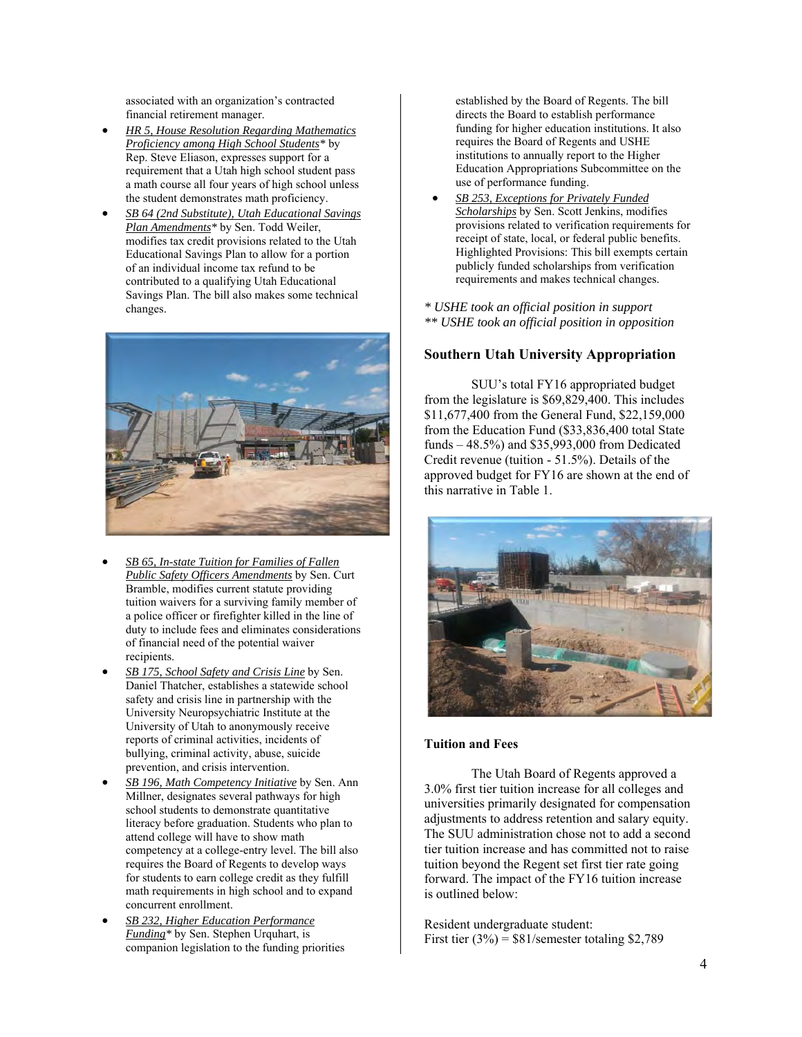associated with an organization's contracted financial retirement manager.

- *HR 5, House Resolution Regarding Mathematics Proficiency among High School Students** by Rep. Steve Eliason, expresses support for a requirement that a Utah high school student pass a math course all four years of high school unless the student demonstrates math proficiency.
- *SB 64 (2nd Substitute), Utah Educational Savings Plan Amendments** by Sen. Todd Weiler, modifies tax credit provisions related to the Utah Educational Savings Plan to allow for a portion of an individual income tax refund to be contributed to a qualifying Utah Educational Savings Plan. The bill also makes some technical changes.
- *SB 65, In-state Tuition for Families of Fallen Public Safety Officers Amendments* by Sen. Curt Bramble, modifies current statute providing tuition waivers for a surviving family member of a police officer or firefighter killed in the line of duty to include fees and eliminates considerations of financial need of the potential waiver recipients.
- *SB 175, School Safety and Crisis Line* by Sen. Daniel Thatcher, establishes a statewide school safety and crisis line in partnership with the University Neuropsychiatric Institute at the University of Utah to anonymously receive reports of criminal activities, incidents of bullying, criminal activity, abuse, suicide prevention, and crisis intervention.
- *SB 196, Math Competency Initiative* by Sen. Ann Millner, designates several pathways for high school students to demonstrate quantitative literacy before graduation. Students who plan to attend college will have to show math competency at a college-entry level. The bill also requires the Board of Regents to develop ways for students to earn college credit as they fulfill math requirements in high school and to expand concurrent enrollment.
- *SB 232, Higher Education Performance Funding** by Sen. Stephen Urquhart, is companion legislation to the funding priorities established by the Board of Regents. The bill directs the Board to establish performance funding for higher education institutions. It also requires the Board of Regents and USHE institutions to annually report to the Higher Education Appropriations Subcommittee on the use of performance funding.
- *SB 253, Exceptions for Privately Funded Scholarships* by Sen. Scott Jenkins, modifies provisions related to verification requirements for receipt of state, local, or federal public benefits. Highlighted Provisions: This bill exempts certain publicly funded scholarships from verification requirements and makes technical changes.

*\* USHE took an official position in support*
*\*\* USHE took an official position in opposition*

### Southern Utah University Appropriation

SUU's total FY16 appropriated budget from the legislature is $69,829,400. This includes $11,677,400 from the General Fund, $22,159,000 from the Education Fund ($33,836,400 total State funds – 48.5%) and $35,993,000 from Dedicated Credit revenue (tuition - 51.5%). Details of the approved budget for FY16 are shown at the end of this narrative in Table 1.

#### Tuition and Fees

The Utah Board of Regents approved a 3.0% first tier tuition increase for all colleges and universities primarily designated for compensation adjustments to address retention and salary equity. The SUU administration chose not to add a second tier tuition increase and has committed not to raise tuition beyond the Regent set first tier rate going forward. The impact of the FY16 tuition increase is outlined below:

Resident undergraduate student:
First tier (3%) = $81/semester totaling $2,789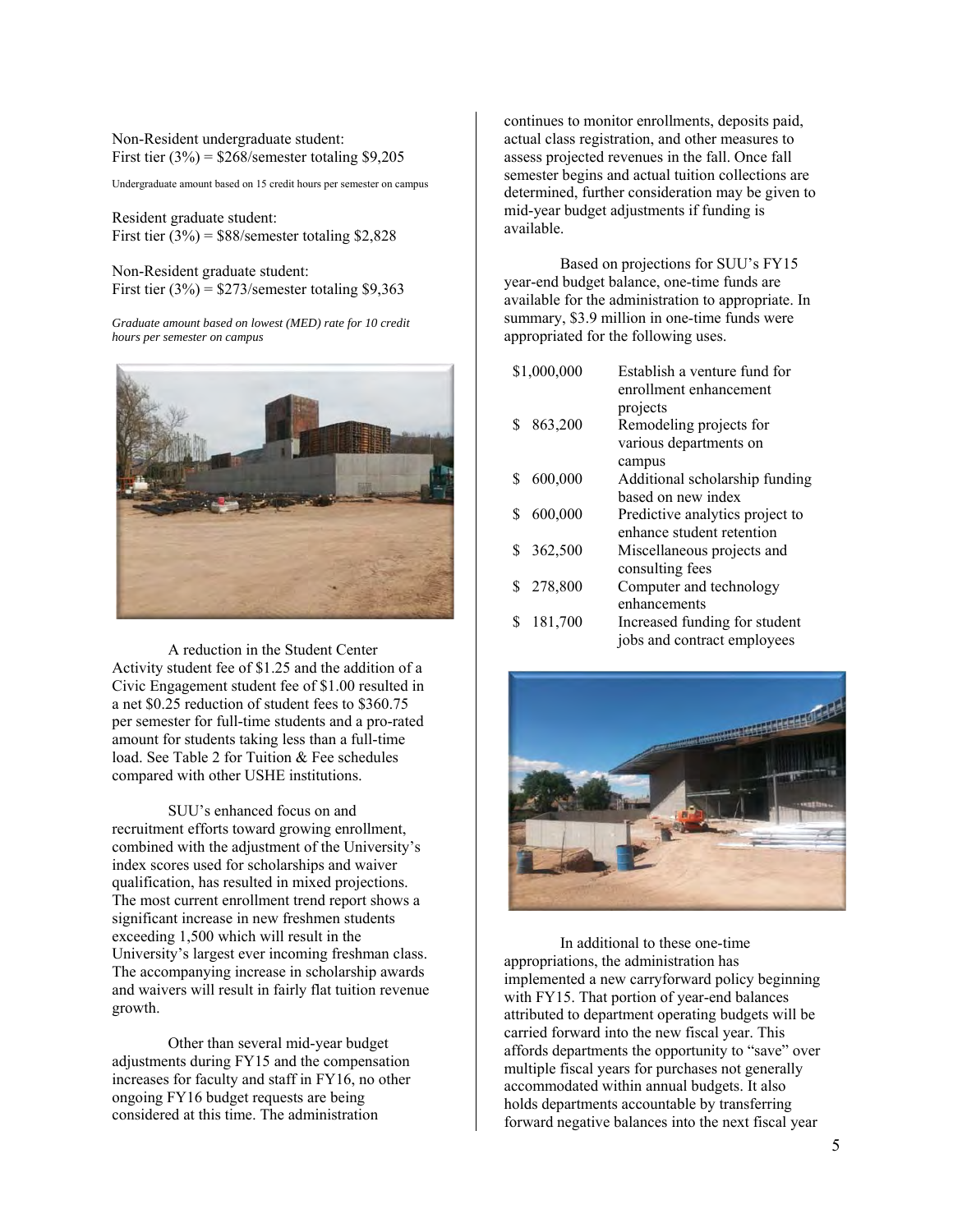Non-Resident undergraduate student:
First tier (3%) = $268/semester totaling $9,205

Undergraduate amount based on 15 credit hours per semester on campus

Resident graduate student:
First tier (3%) = $88/semester totaling $2,828

Non-Resident graduate student:
First tier (3%) = $273/semester totaling $9,363

*Graduate amount based on lowest (MED) rate for 10 credit hours per semester on campus*

A reduction in the Student Center Activity student fee of $1.25 and the addition of a Civic Engagement student fee of $1.00 resulted in a net $0.25 reduction of student fees to $360.75 per semester for full-time students and a pro-rated amount for students taking less than a full-time load. See Table 2 for Tuition & Fee schedules compared with other USHE institutions.

SUU's enhanced focus on and recruitment efforts toward growing enrollment, combined with the adjustment of the University's index scores used for scholarships and waiver qualification, has resulted in mixed projections. The most current enrollment trend report shows a significant increase in new freshmen students exceeding 1,500 which will result in the University's largest ever incoming freshman class. The accompanying increase in scholarship awards and waivers will result in fairly flat tuition revenue growth.

Other than several mid-year budget adjustments during FY15 and the compensation increases for faculty and staff in FY16, no other ongoing FY16 budget requests are being considered at this time. The administration continues to monitor enrollments, deposits paid, actual class registration, and other measures to assess projected revenues in the fall. Once fall semester begins and actual tuition collections are determined, further consideration may be given to mid-year budget adjustments if funding is available.

Based on projections for SUU's FY15 year-end budget balance, one-time funds are available for the administration to appropriate. In summary, $3.9 million in one-time funds were appropriated for the following uses.

| Amount | Use |
|---|---|
| $1,000,000 | Establish a venture fund for enrollment enhancement projects |
| $ 863,200 | Remodeling projects for various departments on campus |
| $ 600,000 | Additional scholarship funding based on new index |
| $ 600,000 | Predictive analytics project to enhance student retention |
| $ 362,500 | Miscellaneous projects and consulting fees |
| $ 278,800 | Computer and technology enhancements |
| $ 181,700 | Increased funding for student jobs and contract employees |

In additional to these one-time appropriations, the administration has implemented a new carryforward policy beginning with FY15. That portion of year-end balances attributed to department operating budgets will be carried forward into the new fiscal year. This affords departments the opportunity to "save" over multiple fiscal years for purchases not generally accommodated within annual budgets. It also holds departments accountable by transferring forward negative balances into the next fiscal year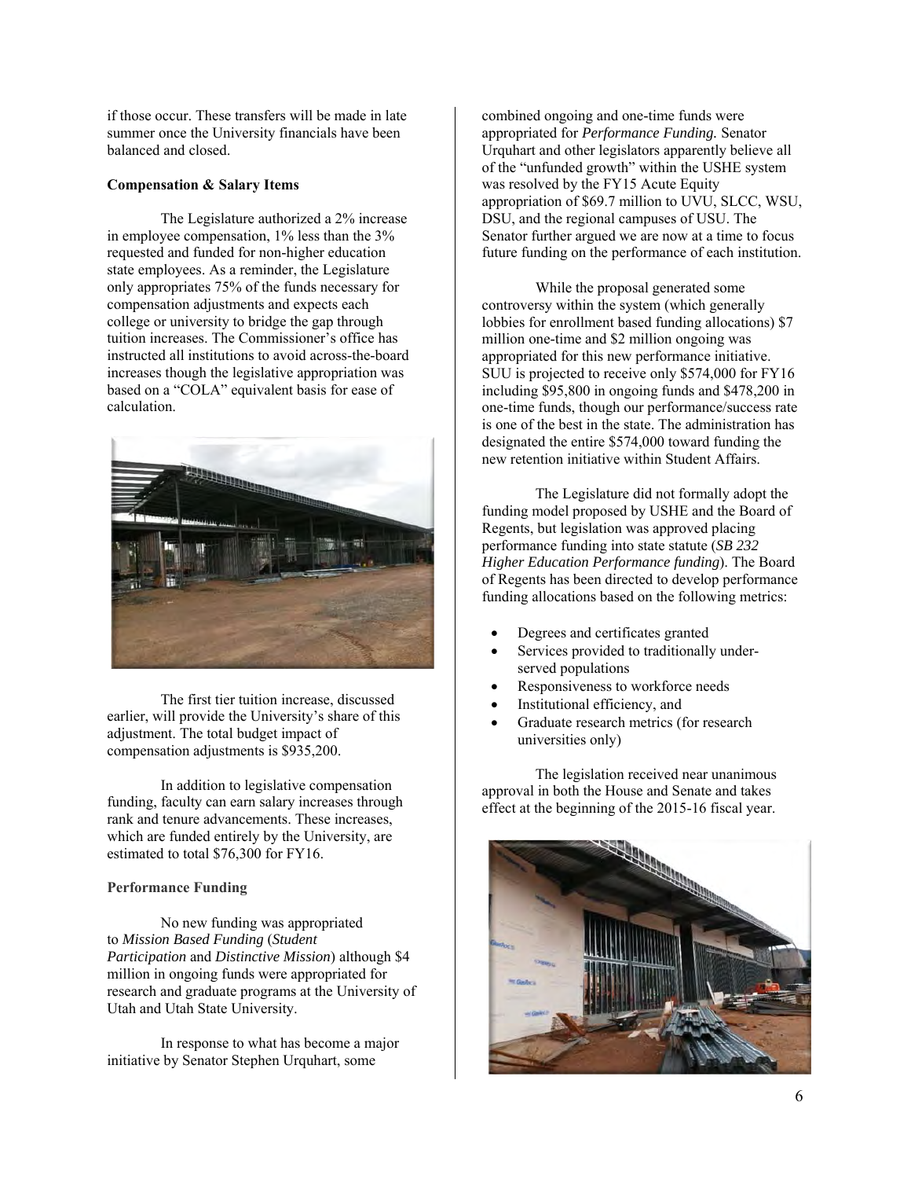if those occur. These transfers will be made in late summer once the University financials have been balanced and closed.

**Compensation & Salary Items**

The Legislature authorized a 2% increase in employee compensation, 1% less than the 3% requested and funded for non-higher education state employees. As a reminder, the Legislature only appropriates 75% of the funds necessary for compensation adjustments and expects each college or university to bridge the gap through tuition increases. The Commissioner's office has instructed all institutions to avoid across-the-board increases though the legislative appropriation was based on a "COLA" equivalent basis for ease of calculation.

The first tier tuition increase, discussed earlier, will provide the University's share of this adjustment. The total budget impact of compensation adjustments is $935,200.

In addition to legislative compensation funding, faculty can earn salary increases through rank and tenure advancements. These increases, which are funded entirely by the University, are estimated to total $76,300 for FY16.

**Performance Funding**

No new funding was appropriated to *Mission Based Funding* (*Student Participation* and *Distinctive Mission*) although $4 million in ongoing funds were appropriated for research and graduate programs at the University of Utah and Utah State University.

In response to what has become a major initiative by Senator Stephen Urquhart, some combined ongoing and one-time funds were appropriated for ***Performance Funding.*** Senator Urquhart and other legislators apparently believe all of the "unfunded growth" within the USHE system was resolved by the FY15 Acute Equity appropriation of $69.7 million to UVU, SLCC, WSU, DSU, and the regional campuses of USU. The Senator further argued we are now at a time to focus future funding on the performance of each institution.

While the proposal generated some controversy within the system (which generally lobbies for enrollment based funding allocations) $7 million one-time and $2 million ongoing was appropriated for this new performance initiative. SUU is projected to receive only $574,000 for FY16 including $95,800 in ongoing funds and $478,200 in one-time funds, though our performance/success rate is one of the best in the state. The administration has designated the entire $574,000 toward funding the new retention initiative within Student Affairs.

The Legislature did not formally adopt the funding model proposed by USHE and the Board of Regents, but legislation was approved placing performance funding into state statute (*SB 232 Higher Education Performance funding*). The Board of Regents has been directed to develop performance funding allocations based on the following metrics:

- Degrees and certificates granted
- Services provided to traditionally under-served populations
- Responsiveness to workforce needs
- Institutional efficiency, and
- Graduate research metrics (for research universities only)

The legislation received near unanimous approval in both the House and Senate and takes effect at the beginning of the 2015-16 fiscal year.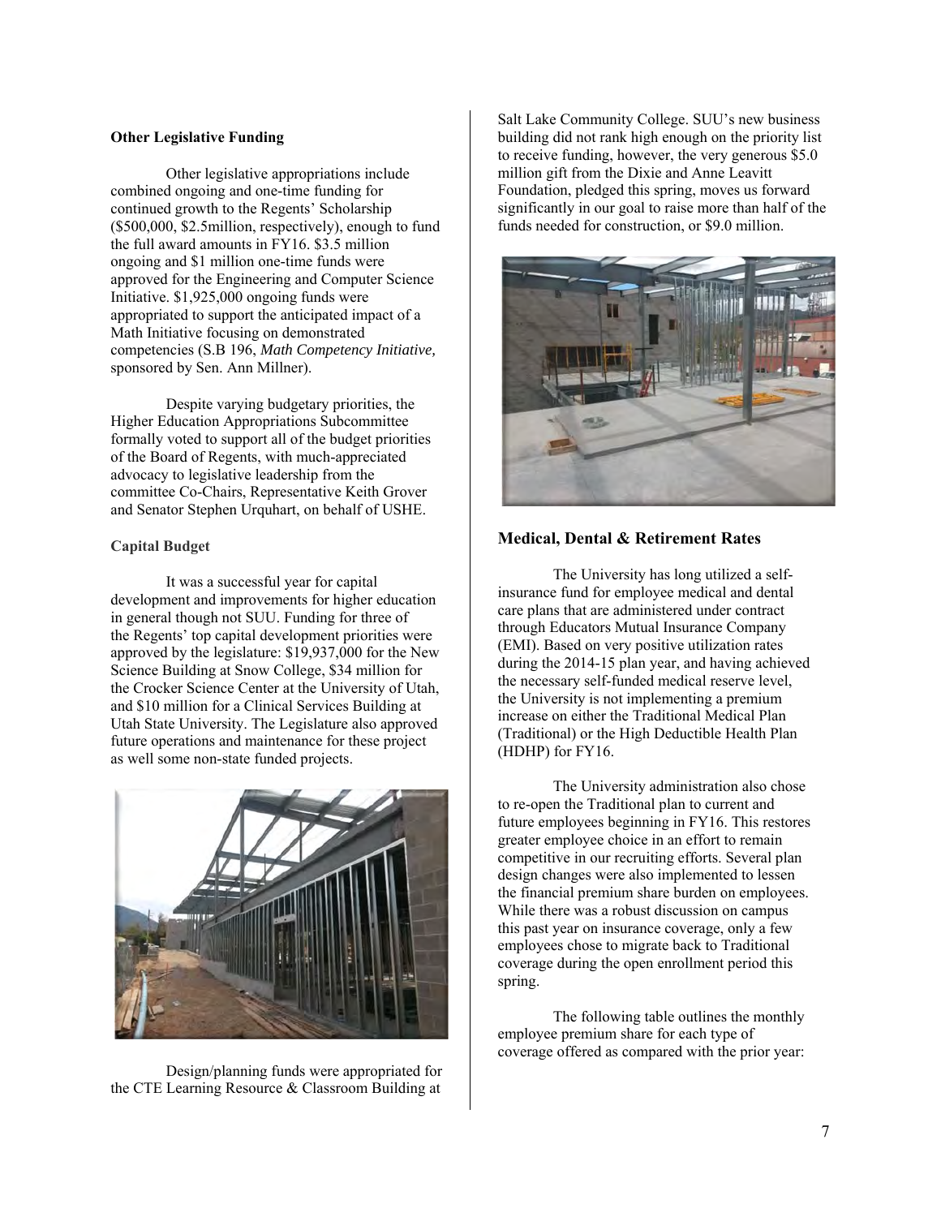#### Other Legislative Funding

Other legislative appropriations include combined ongoing and one-time funding for continued growth to the Regents' Scholarship ($500,000, $2.5million, respectively), enough to fund the full award amounts in FY16. $3.5 million ongoing and $1 million one-time funds were approved for the Engineering and Computer Science Initiative. $1,925,000 ongoing funds were appropriated to support the anticipated impact of a Math Initiative focusing on demonstrated competencies (S.B 196, *Math Competency Initiative,* sponsored by Sen. Ann Millner).

Despite varying budgetary priorities, the Higher Education Appropriations Subcommittee formally voted to support all of the budget priorities of the Board of Regents, with much-appreciated advocacy to legislative leadership from the committee Co-Chairs, Representative Keith Grover and Senator Stephen Urquhart, on behalf of USHE.

#### Capital Budget

It was a successful year for capital development and improvements for higher education in general though not SUU. Funding for three of the Regents' top capital development priorities were approved by the legislature: $19,937,000 for the New Science Building at Snow College, $34 million for the Crocker Science Center at the University of Utah, and $10 million for a Clinical Services Building at Utah State University. The Legislature also approved future operations and maintenance for these project as well some non-state funded projects.

Design/planning funds were appropriated for the CTE Learning Resource & Classroom Building at Salt Lake Community College. SUU's new business building did not rank high enough on the priority list to receive funding, however, the very generous $5.0 million gift from the Dixie and Anne Leavitt Foundation, pledged this spring, moves us forward significantly in our goal to raise more than half of the funds needed for construction, or $9.0 million.

### Medical, Dental & Retirement Rates

The University has long utilized a self-insurance fund for employee medical and dental care plans that are administered under contract through Educators Mutual Insurance Company (EMI). Based on very positive utilization rates during the 2014-15 plan year, and having achieved the necessary self-funded medical reserve level, the University is not implementing a premium increase on either the Traditional Medical Plan (Traditional) or the High Deductible Health Plan (HDHP) for FY16.

The University administration also chose to re-open the Traditional plan to current and future employees beginning in FY16. This restores greater employee choice in an effort to remain competitive in our recruiting efforts. Several plan design changes were also implemented to lessen the financial premium share burden on employees. While there was a robust discussion on campus this past year on insurance coverage, only a few employees chose to migrate back to Traditional coverage during the open enrollment period this spring.

The following table outlines the monthly employee premium share for each type of coverage offered as compared with the prior year: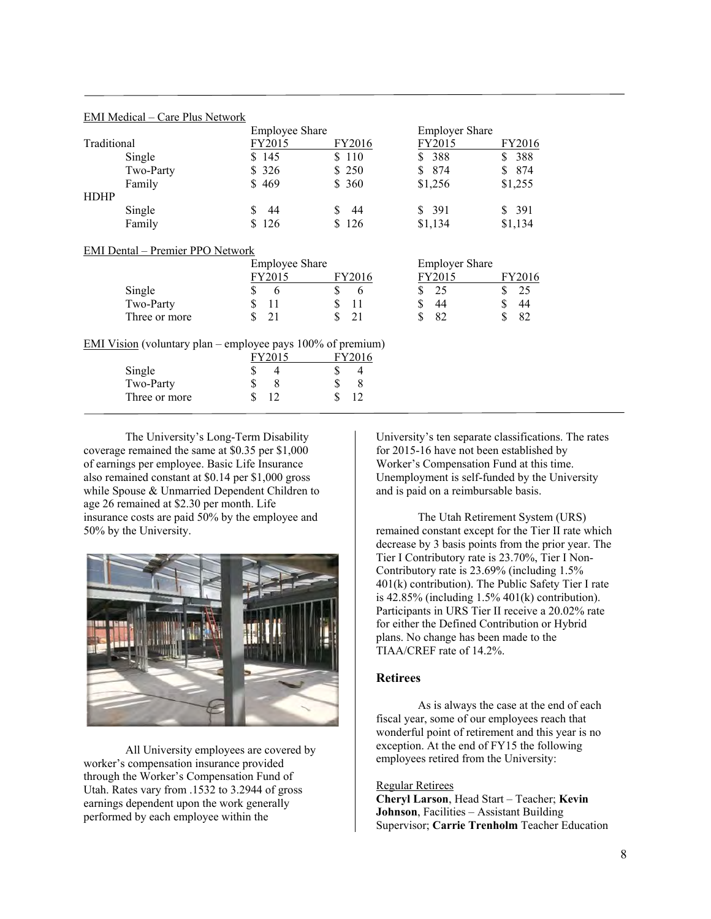EMI Medical – Care Plus Network

| | Employee Share | | Employer Share | |
|---|---|---|---|---|
| Traditional | FY2015 | FY2016 | FY2015 | FY2016 |
| Single | $ 145 | $ 110 | $ 388 | $ 388 |
| Two-Party | $ 326 | $ 250 | $ 874 | $ 874 |
| Family | $ 469 | $ 360 | $1,256 | $1,255 |
| HDHP | | | | |
| Single | $ 44 | $ 44 | $ 391 | $ 391 |
| Family | $ 126 | $ 126 | $1,134 | $1,134 |

EMI Dental – Premier PPO Network

| | Employee Share | | Employer Share | |
|---|---|---|---|---|
| | FY2015 | FY2016 | FY2015 | FY2016 |
| Single | $ 6 | $ 6 | $ 25 | $ 25 |
| Two-Party | $ 11 | $ 11 | $ 44 | $ 44 |
| Three or more | $ 21 | $ 21 | $ 82 | $ 82 |

EMI Vision (voluntary plan – employee pays 100% of premium)

| | FY2015 | FY2016 |
|---|---|---|
| Single | $ 4 | $ 4 |
| Two-Party | $ 8 | $ 8 |
| Three or more | $ 12 | $ 12 |

The University's Long-Term Disability coverage remained the same at $0.35 per $1,000 of earnings per employee. Basic Life Insurance also remained constant at $0.14 per $1,000 gross while Spouse & Unmarried Dependent Children to age 26 remained at $2.30 per month. Life insurance costs are paid 50% by the employee and 50% by the University.

All University employees are covered by worker's compensation insurance provided through the Worker's Compensation Fund of Utah. Rates vary from .1532 to 3.2944 of gross earnings dependent upon the work generally performed by each employee within the University's ten separate classifications. The rates for 2015-16 have not been established by Worker's Compensation Fund at this time. Unemployment is self-funded by the University and is paid on a reimbursable basis.

The Utah Retirement System (URS) remained constant except for the Tier II rate which decrease by 3 basis points from the prior year. The Tier I Contributory rate is 23.70%, Tier I Non-Contributory rate is 23.69% (including 1.5% 401(k) contribution). The Public Safety Tier I rate is 42.85% (including 1.5% 401(k) contribution). Participants in URS Tier II receive a 20.02% rate for either the Defined Contribution or Hybrid plans. No change has been made to the TIAA/CREF rate of 14.2%.

## Retirees

As is always the case at the end of each fiscal year, some of our employees reach that wonderful point of retirement and this year is no exception. At the end of FY15 the following employees retired from the University:

Regular Retirees

**Cheryl Larson**, Head Start – Teacher; **Kevin Johnson**, Facilities – Assistant Building Supervisor; **Carrie Trenholm** Teacher Education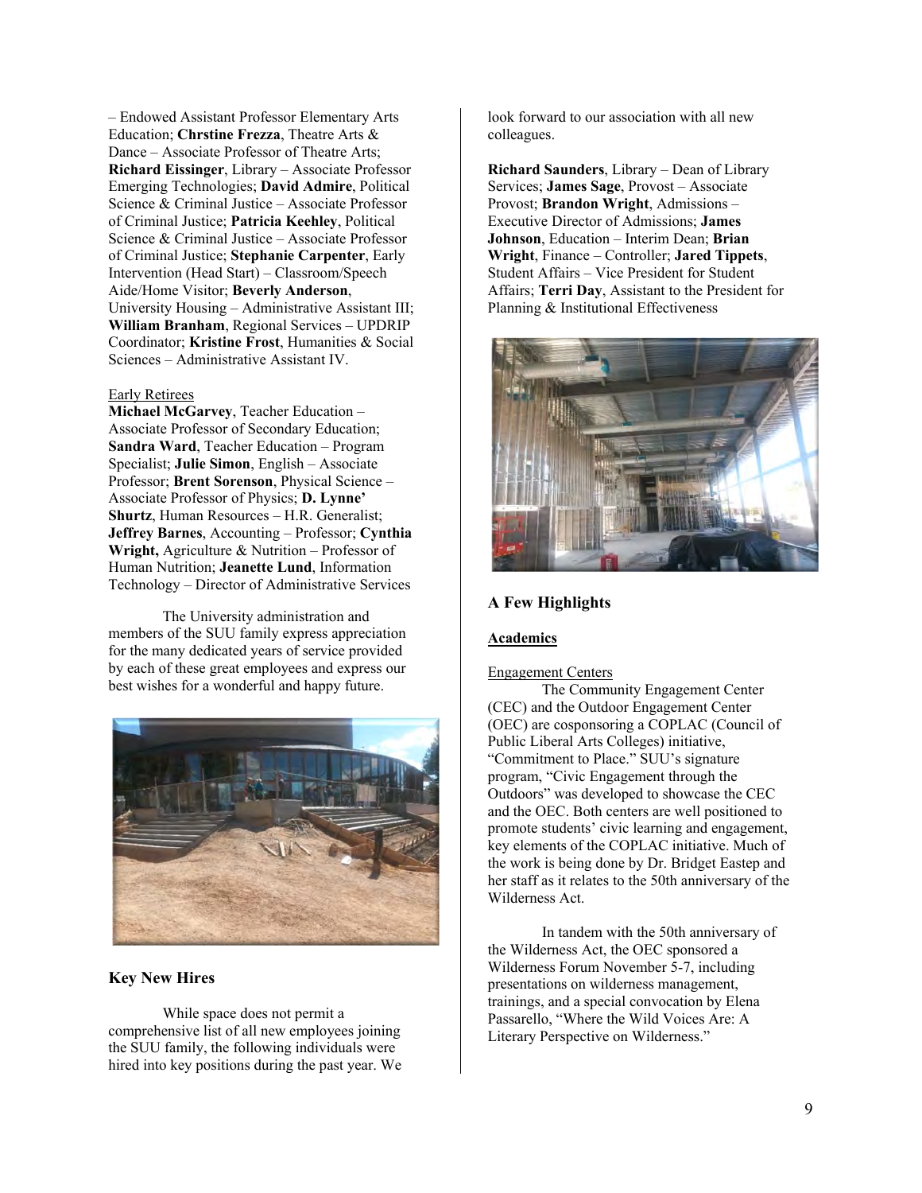– Endowed Assistant Professor Elementary Arts Education; **Chrstine Frezza**, Theatre Arts & Dance – Associate Professor of Theatre Arts; **Richard Eissinger**, Library – Associate Professor Emerging Technologies; **David Admire**, Political Science & Criminal Justice – Associate Professor of Criminal Justice; **Patricia Keehley**, Political Science & Criminal Justice – Associate Professor of Criminal Justice; **Stephanie Carpenter**, Early Intervention (Head Start) – Classroom/Speech Aide/Home Visitor; **Beverly Anderson**, University Housing – Administrative Assistant III; **William Branham**, Regional Services – UPDRIP Coordinator; **Kristine Frost**, Humanities & Social Sciences – Administrative Assistant IV.

Early Retirees

**Michael McGarvey**, Teacher Education – Associate Professor of Secondary Education; **Sandra Ward**, Teacher Education – Program Specialist; **Julie Simon**, English – Associate Professor; **Brent Sorenson**, Physical Science – Associate Professor of Physics; **D. Lynne' Shurtz**, Human Resources – H.R. Generalist; **Jeffrey Barnes**, Accounting – Professor; **Cynthia Wright,** Agriculture & Nutrition – Professor of Human Nutrition; **Jeanette Lund**, Information Technology – Director of Administrative Services

The University administration and members of the SUU family express appreciation for the many dedicated years of service provided by each of these great employees and express our best wishes for a wonderful and happy future.

## Key New Hires

While space does not permit a comprehensive list of all new employees joining the SUU family, the following individuals were hired into key positions during the past year. We look forward to our association with all new colleagues.

**Richard Saunders**, Library – Dean of Library Services; **James Sage**, Provost – Associate Provost; **Brandon Wright**, Admissions – Executive Director of Admissions; **James Johnson**, Education – Interim Dean; **Brian Wright**, Finance – Controller; **Jared Tippets**, Student Affairs – Vice President for Student Affairs; **Terri Day**, Assistant to the President for Planning & Institutional Effectiveness

## A Few Highlights

### Academics

Engagement Centers

The Community Engagement Center (CEC) and the Outdoor Engagement Center (OEC) are cosponsoring a COPLAC (Council of Public Liberal Arts Colleges) initiative, "Commitment to Place." SUU's signature program, "Civic Engagement through the Outdoors" was developed to showcase the CEC and the OEC. Both centers are well positioned to promote students' civic learning and engagement, key elements of the COPLAC initiative. Much of the work is being done by Dr. Bridget Eastep and her staff as it relates to the 50th anniversary of the Wilderness Act.

In tandem with the 50th anniversary of the Wilderness Act, the OEC sponsored a Wilderness Forum November 5-7, including presentations on wilderness management, trainings, and a special convocation by Elena Passarello, "Where the Wild Voices Are: A Literary Perspective on Wilderness."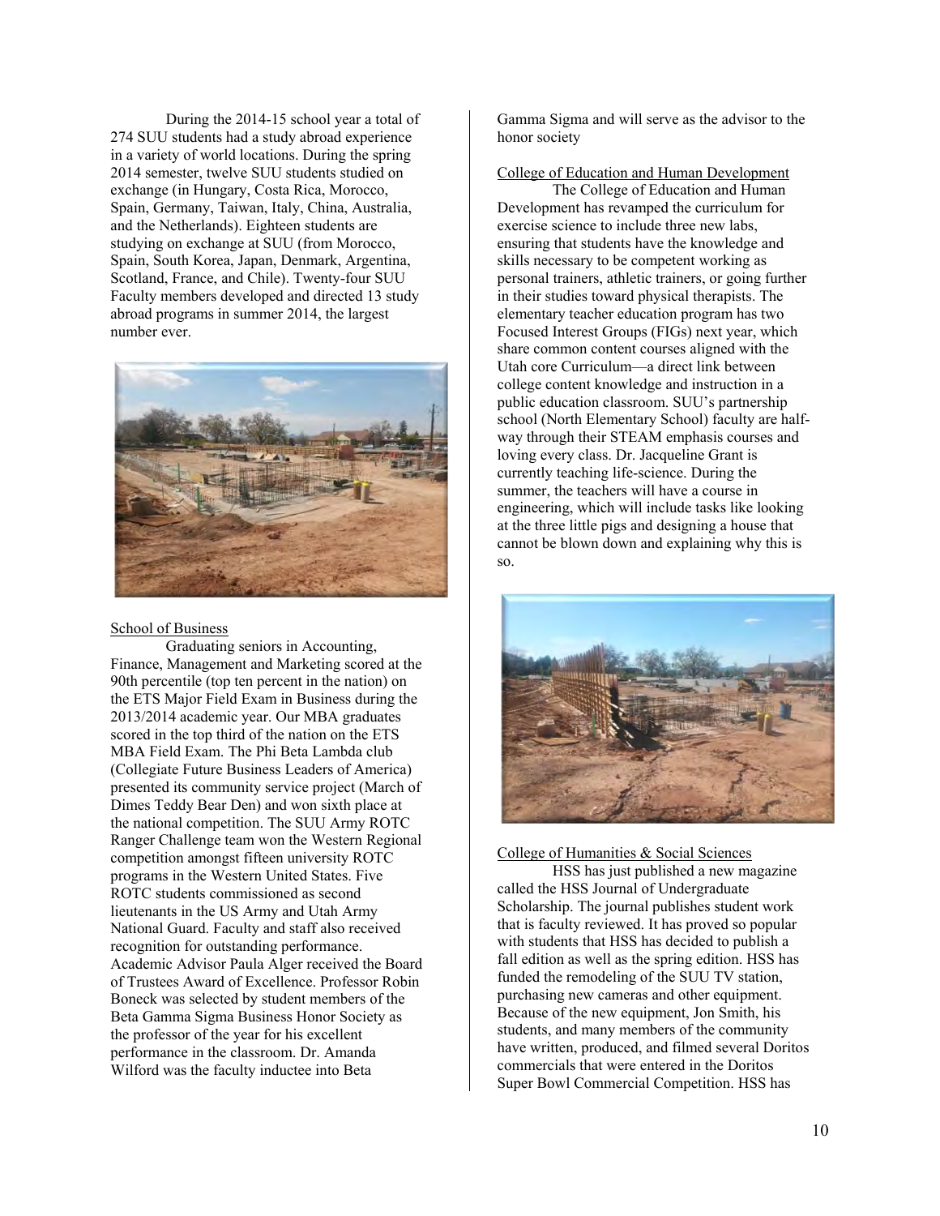During the 2014-15 school year a total of 274 SUU students had a study abroad experience in a variety of world locations. During the spring 2014 semester, twelve SUU students studied on exchange (in Hungary, Costa Rica, Morocco, Spain, Germany, Taiwan, Italy, China, Australia, and the Netherlands). Eighteen students are studying on exchange at SUU (from Morocco, Spain, South Korea, Japan, Denmark, Argentina, Scotland, France, and Chile). Twenty-four SUU Faculty members developed and directed 13 study abroad programs in summer 2014, the largest number ever.

School of Business

Graduating seniors in Accounting, Finance, Management and Marketing scored at the 90th percentile (top ten percent in the nation) on the ETS Major Field Exam in Business during the 2013/2014 academic year. Our MBA graduates scored in the top third of the nation on the ETS MBA Field Exam. The Phi Beta Lambda club (Collegiate Future Business Leaders of America) presented its community service project (March of Dimes Teddy Bear Den) and won sixth place at the national competition. The SUU Army ROTC Ranger Challenge team won the Western Regional competition amongst fifteen university ROTC programs in the Western United States. Five ROTC students commissioned as second lieutenants in the US Army and Utah Army National Guard. Faculty and staff also received recognition for outstanding performance. Academic Advisor Paula Alger received the Board of Trustees Award of Excellence. Professor Robin Boneck was selected by student members of the Beta Gamma Sigma Business Honor Society as the professor of the year for his excellent performance in the classroom. Dr. Amanda Wilford was the faculty inductee into Beta Gamma Sigma and will serve as the advisor to the honor society

College of Education and Human Development

The College of Education and Human Development has revamped the curriculum for exercise science to include three new labs, ensuring that students have the knowledge and skills necessary to be competent working as personal trainers, athletic trainers, or going further in their studies toward physical therapists. The elementary teacher education program has two Focused Interest Groups (FIGs) next year, which share common content courses aligned with the Utah core Curriculum—a direct link between college content knowledge and instruction in a public education classroom. SUU's partnership school (North Elementary School) faculty are half-way through their STEAM emphasis courses and loving every class. Dr. Jacqueline Grant is currently teaching life-science. During the summer, the teachers will have a course in engineering, which will include tasks like looking at the three little pigs and designing a house that cannot be blown down and explaining why this is so.

College of Humanities & Social Sciences

HSS has just published a new magazine called the HSS Journal of Undergraduate Scholarship. The journal publishes student work that is faculty reviewed. It has proved so popular with students that HSS has decided to publish a fall edition as well as the spring edition. HSS has funded the remodeling of the SUU TV station, purchasing new cameras and other equipment. Because of the new equipment, Jon Smith, his students, and many members of the community have written, produced, and filmed several Doritos commercials that were entered in the Doritos Super Bowl Commercial Competition. HSS has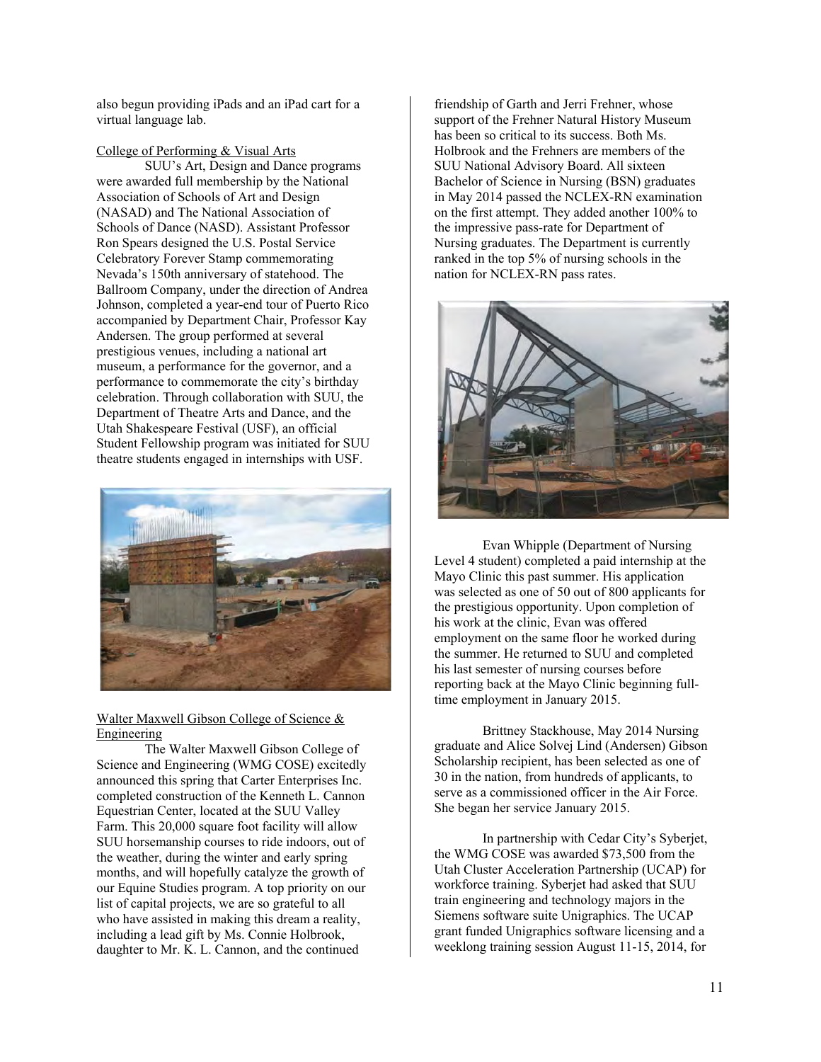also begun providing iPads and an iPad cart for a virtual language lab.

College of Performing & Visual Arts

SUU's Art, Design and Dance programs were awarded full membership by the National Association of Schools of Art and Design (NASAD) and The National Association of Schools of Dance (NASD). Assistant Professor Ron Spears designed the U.S. Postal Service Celebratory Forever Stamp commemorating Nevada's 150th anniversary of statehood. The Ballroom Company, under the direction of Andrea Johnson, completed a year-end tour of Puerto Rico accompanied by Department Chair, Professor Kay Andersen. The group performed at several prestigious venues, including a national art museum, a performance for the governor, and a performance to commemorate the city's birthday celebration. Through collaboration with SUU, the Department of Theatre Arts and Dance, and the Utah Shakespeare Festival (USF), an official Student Fellowship program was initiated for SUU theatre students engaged in internships with USF.

Walter Maxwell Gibson College of Science & Engineering

The Walter Maxwell Gibson College of Science and Engineering (WMG COSE) excitedly announced this spring that Carter Enterprises Inc. completed construction of the Kenneth L. Cannon Equestrian Center, located at the SUU Valley Farm. This 20,000 square foot facility will allow SUU horsemanship courses to ride indoors, out of the weather, during the winter and early spring months, and will hopefully catalyze the growth of our Equine Studies program. A top priority on our list of capital projects, we are so grateful to all who have assisted in making this dream a reality, including a lead gift by Ms. Connie Holbrook, daughter to Mr. K. L. Cannon, and the continued friendship of Garth and Jerri Frehner, whose support of the Frehner Natural History Museum has been so critical to its success. Both Ms. Holbrook and the Frehners are members of the SUU National Advisory Board. All sixteen Bachelor of Science in Nursing (BSN) graduates in May 2014 passed the NCLEX-RN examination on the first attempt. They added another 100% to the impressive pass-rate for Department of Nursing graduates. The Department is currently ranked in the top 5% of nursing schools in the nation for NCLEX-RN pass rates.

Evan Whipple (Department of Nursing Level 4 student) completed a paid internship at the Mayo Clinic this past summer. His application was selected as one of 50 out of 800 applicants for the prestigious opportunity. Upon completion of his work at the clinic, Evan was offered employment on the same floor he worked during the summer. He returned to SUU and completed his last semester of nursing courses before reporting back at the Mayo Clinic beginning full-time employment in January 2015.

Brittney Stackhouse, May 2014 Nursing graduate and Alice Solvej Lind (Andersen) Gibson Scholarship recipient, has been selected as one of 30 in the nation, from hundreds of applicants, to serve as a commissioned officer in the Air Force. She began her service January 2015.

In partnership with Cedar City's Syberjet, the WMG COSE was awarded $73,500 from the Utah Cluster Acceleration Partnership (UCAP) for workforce training. Syberjet had asked that SUU train engineering and technology majors in the Siemens software suite Unigraphics. The UCAP grant funded Unigraphics software licensing and a weeklong training session August 11-15, 2014, for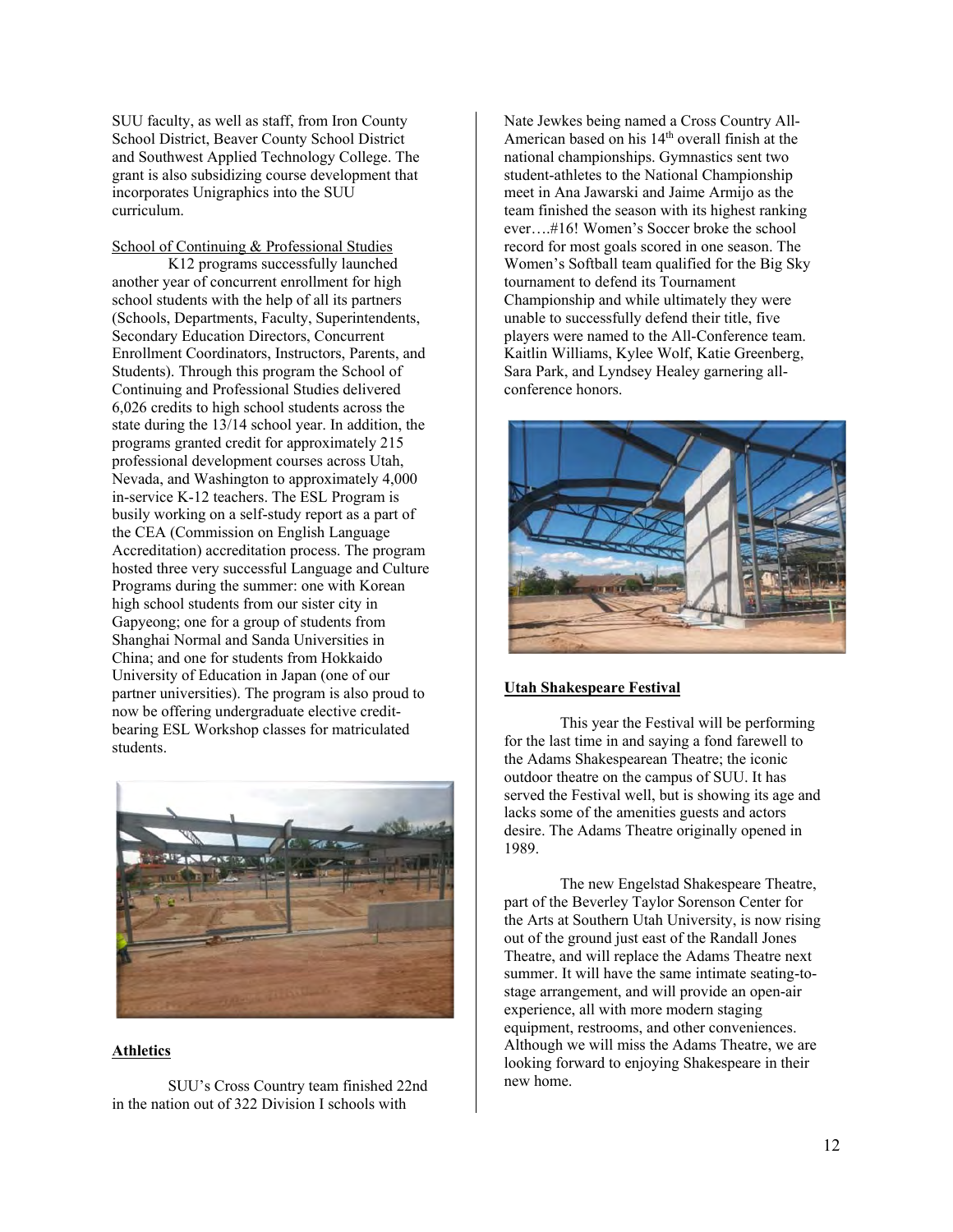SUU faculty, as well as staff, from Iron County School District, Beaver County School District and Southwest Applied Technology College. The grant is also subsidizing course development that incorporates Unigraphics into the SUU curriculum.

School of Continuing & Professional Studies

K12 programs successfully launched another year of concurrent enrollment for high school students with the help of all its partners (Schools, Departments, Faculty, Superintendents, Secondary Education Directors, Concurrent Enrollment Coordinators, Instructors, Parents, and Students). Through this program the School of Continuing and Professional Studies delivered 6,026 credits to high school students across the state during the 13/14 school year. In addition, the programs granted credit for approximately 215 professional development courses across Utah, Nevada, and Washington to approximately 4,000 in-service K-12 teachers. The ESL Program is busily working on a self-study report as a part of the CEA (Commission on English Language Accreditation) accreditation process. The program hosted three very successful Language and Culture Programs during the summer: one with Korean high school students from our sister city in Gapyeong; one for a group of students from Shanghai Normal and Sanda Universities in China; and one for students from Hokkaido University of Education in Japan (one of our partner universities). The program is also proud to now be offering undergraduate elective credit-bearing ESL Workshop classes for matriculated students.

**Athletics**

SUU's Cross Country team finished 22nd in the nation out of 322 Division I schools with Nate Jewkes being named a Cross Country All-American based on his 14th overall finish at the national championships. Gymnastics sent two student-athletes to the National Championship meet in Ana Jawarski and Jaime Armijo as the team finished the season with its highest ranking ever….#16! Women's Soccer broke the school record for most goals scored in one season. The Women's Softball team qualified for the Big Sky tournament to defend its Tournament Championship and while ultimately they were unable to successfully defend their title, five players were named to the All-Conference team. Kaitlin Williams, Kylee Wolf, Katie Greenberg, Sara Park, and Lyndsey Healey garnering all-conference honors.

**Utah Shakespeare Festival**

This year the Festival will be performing for the last time in and saying a fond farewell to the Adams Shakespearean Theatre; the iconic outdoor theatre on the campus of SUU. It has served the Festival well, but is showing its age and lacks some of the amenities guests and actors desire. The Adams Theatre originally opened in 1989.

The new Engelstad Shakespeare Theatre, part of the Beverley Taylor Sorenson Center for the Arts at Southern Utah University, is now rising out of the ground just east of the Randall Jones Theatre, and will replace the Adams Theatre next summer. It will have the same intimate seating-to-stage arrangement, and will provide an open-air experience, all with more modern staging equipment, restrooms, and other conveniences. Although we will miss the Adams Theatre, we are looking forward to enjoying Shakespeare in their new home.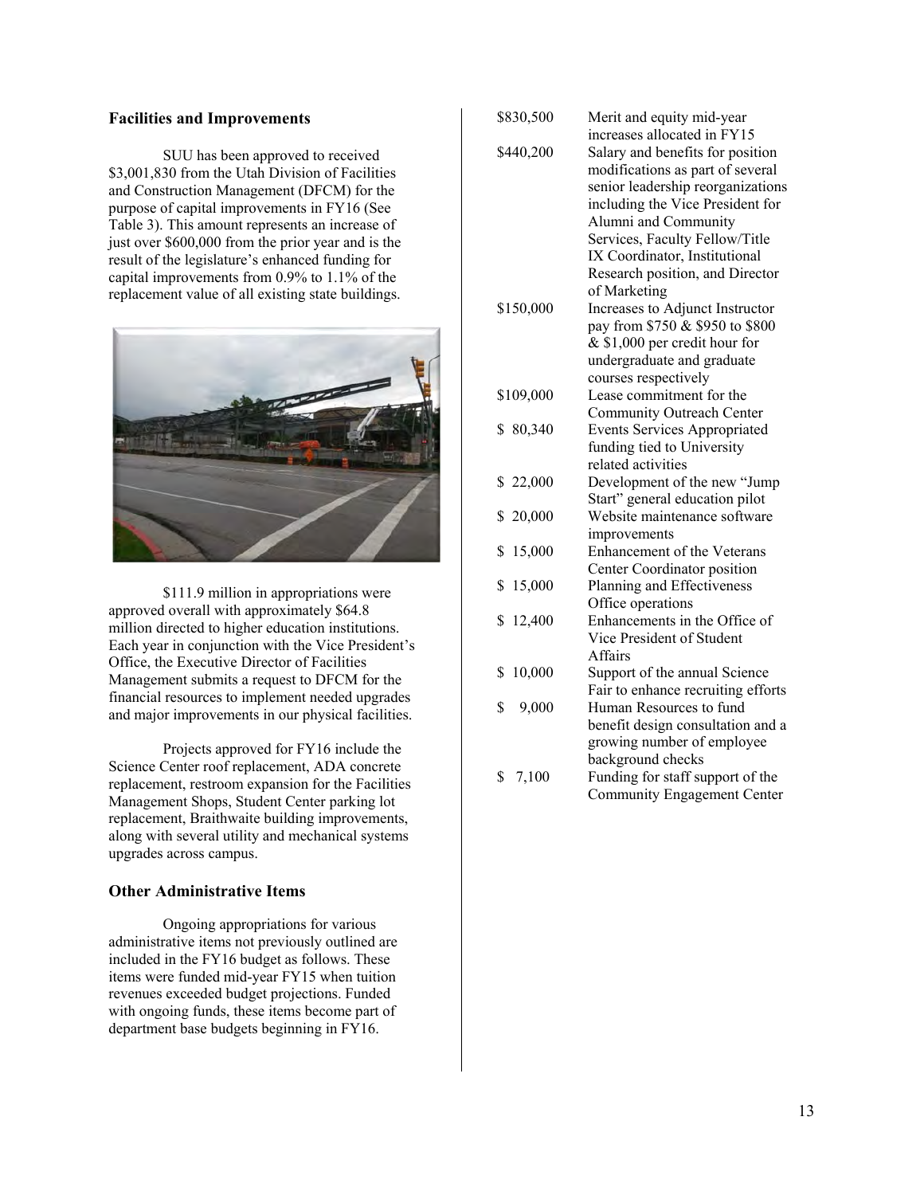## Facilities and Improvements

SUU has been approved to received $3,001,830 from the Utah Division of Facilities and Construction Management (DFCM) for the purpose of capital improvements in FY16 (See Table 3). This amount represents an increase of just over $600,000 from the prior year and is the result of the legislature's enhanced funding for capital improvements from 0.9% to 1.1% of the replacement value of all existing state buildings.

$111.9 million in appropriations were approved overall with approximately $64.8 million directed to higher education institutions. Each year in conjunction with the Vice President's Office, the Executive Director of Facilities Management submits a request to DFCM for the financial resources to implement needed upgrades and major improvements in our physical facilities.

Projects approved for FY16 include the Science Center roof replacement, ADA concrete replacement, restroom expansion for the Facilities Management Shops, Student Center parking lot replacement, Braithwaite building improvements, along with several utility and mechanical systems upgrades across campus.

## Other Administrative Items

Ongoing appropriations for various administrative items not previously outlined are included in the FY16 budget as follows. These items were funded mid-year FY15 when tuition revenues exceeded budget projections. Funded with ongoing funds, these items become part of department base budgets beginning in FY16.

| | |
|---|---|
| $830,500 | Merit and equity mid-year increases allocated in FY15 |
| $440,200 | Salary and benefits for position modifications as part of several senior leadership reorganizations including the Vice President for Alumni and Community Services, Faculty Fellow/Title IX Coordinator, Institutional Research position, and Director of Marketing |
| $150,000 | Increases to Adjunct Instructor pay from $750 & $950 to $800 & $1,000 per credit hour for undergraduate and graduate courses respectively |
| $109,000 | Lease commitment for the Community Outreach Center |
| $ 80,340 | Events Services Appropriated funding tied to University related activities |
| $ 22,000 | Development of the new "Jump Start" general education pilot |
| $ 20,000 | Website maintenance software improvements |
| $ 15,000 | Enhancement of the Veterans Center Coordinator position |
| $ 15,000 | Planning and Effectiveness Office operations |
| $ 12,400 | Enhancements in the Office of Vice President of Student Affairs |
| $ 10,000 | Support of the annual Science Fair to enhance recruiting efforts |
| $ 9,000 | Human Resources to fund benefit design consultation and a growing number of employee background checks |
| $ 7,100 | Funding for staff support of the Community Engagement Center |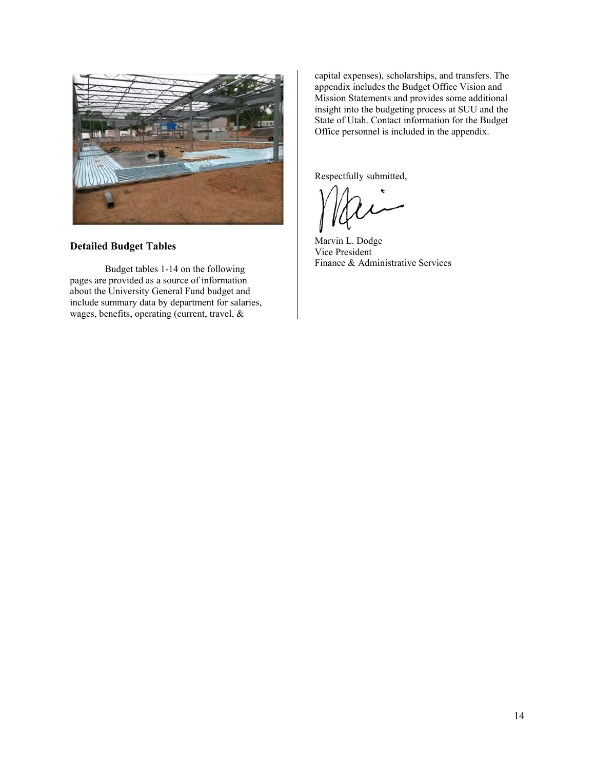## Detailed Budget Tables

Budget tables 1-14 on the following pages are provided as a source of information about the University General Fund budget and include summary data by department for salaries, wages, benefits, operating (current, travel, & capital expenses), scholarships, and transfers. The appendix includes the Budget Office Vision and Mission Statements and provides some additional insight into the budgeting process at SUU and the State of Utah. Contact information for the Budget Office personnel is included in the appendix.

Respectfully submitted,

Marvin L. Dodge
Vice President
Finance & Administrative Services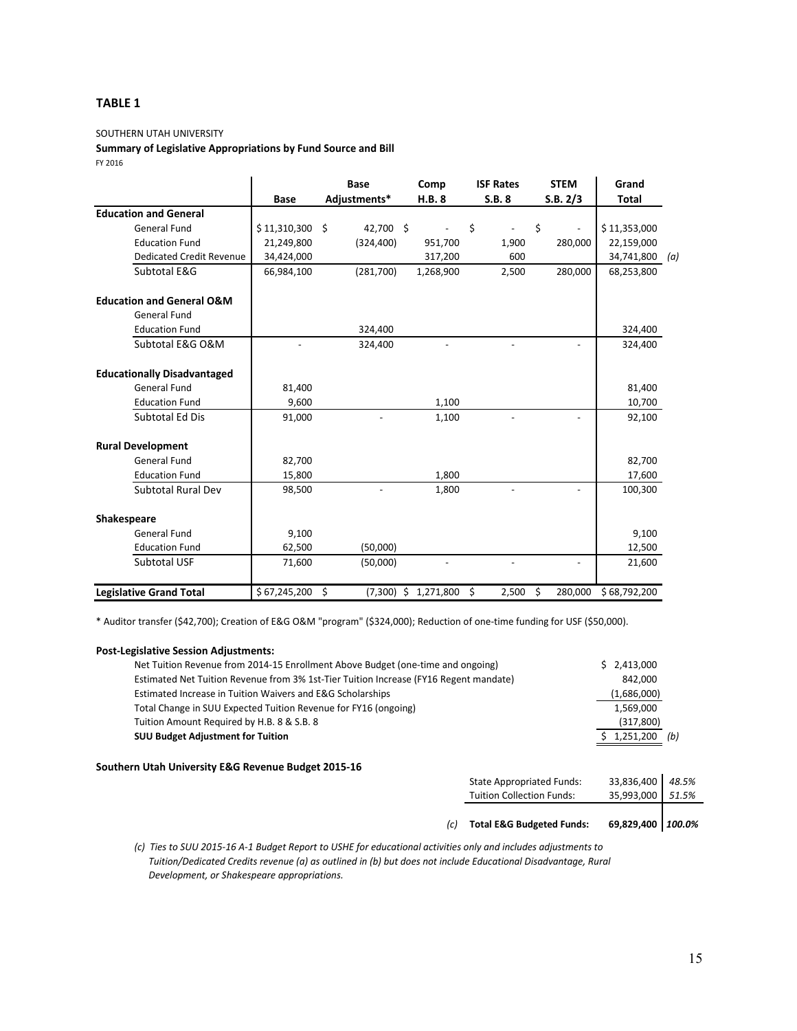**TABLE 1**

SOUTHERN UTAH UNIVERSITY

**Summary of Legislative Appropriations by Fund Source and Bill**

FY 2016

| | Base | Base Adjustments* | Comp H.B. 8 | ISF Rates S.B. 8 | STEM S.B. 2/3 | Grand Total | |
|---|---|---|---|---|---|---|---|
| **Education and General** | | | | | | | |
| General Fund | $ 11,310,300 | $ 42,700 | $ - | $ - | $ - | $ 11,353,000 | |
| Education Fund | 21,249,800 | (324,400) | 951,700 | 1,900 | 280,000 | 22,159,000 | |
| Dedicated Credit Revenue | 34,424,000 | | 317,200 | 600 | | 34,741,800 | *(a)* |
| Subtotal E&G | 66,984,100 | (281,700) | 1,268,900 | 2,500 | 280,000 | 68,253,800 | |
| **Education and General O&M** | | | | | | | |
| General Fund | | | | | | | |
| Education Fund | | 324,400 | | | | 324,400 | |
| Subtotal E&G O&M | - | 324,400 | - | - | - | 324,400 | |
| **Educationally Disadvantaged** | | | | | | | |
| General Fund | 81,400 | | | | | 81,400 | |
| Education Fund | 9,600 | | 1,100 | | | 10,700 | |
| Subtotal Ed Dis | 91,000 | - | 1,100 | - | - | 92,100 | |
| **Rural Development** | | | | | | | |
| General Fund | 82,700 | | | | | 82,700 | |
| Education Fund | 15,800 | | 1,800 | | | 17,600 | |
| Subtotal Rural Dev | 98,500 | - | 1,800 | - | - | 100,300 | |
| **Shakespeare** | | | | | | | |
| General Fund | 9,100 | | | | | 9,100 | |
| Education Fund | 62,500 | (50,000) | | | | 12,500 | |
| Subtotal USF | 71,600 | (50,000) | - | - | - | 21,600 | |
| **Legislative Grand Total** | $ 67,245,200 | $ (7,300) | $ 1,271,800 | $ 2,500 | $ 280,000 | $ 68,792,200 | |

* Auditor transfer ($42,700); Creation of E&G O&M "program" ($324,000); Reduction of one-time funding for USF ($50,000).

**Post-Legislative Session Adjustments:**

| | | |
|---|---|---|
| Net Tuition Revenue from 2014-15 Enrollment Above Budget (one-time and ongoing) | $ 2,413,000 | |
| Estimated Net Tuition Revenue from 3% 1st-Tier Tuition Increase (FY16 Regent mandate) | 842,000 | |
| Estimated Increase in Tuition Waivers and E&G Scholarships | (1,686,000) | |
| Total Change in SUU Expected Tuition Revenue for FY16 (ongoing) | 1,569,000 | |
| Tuition Amount Required by H.B. 8 & S.B. 8 | (317,800) | |
| **SUU Budget Adjustment for Tuition** | $ 1,251,200 | *(b)* |

**Southern Utah University E&G Revenue Budget 2015-16**

| | | | |
|---|---|---|---|
| | State Appropriated Funds: | 33,836,400 | *48.5%* |
| | Tuition Collection Funds: | 35,993,000 | *51.5%* |
| *(c)* | **Total E&G Budgeted Funds:** | **69,829,400** | ***100.0%*** |

*(c) Ties to SUU 2015-16 A-1 Budget Report to USHE for educational activities only and includes adjustments to Tuition/Dedicated Credits revenue (a) as outlined in (b) but does not include Educational Disadvantage, Rural Development, or Shakespeare appropriations.*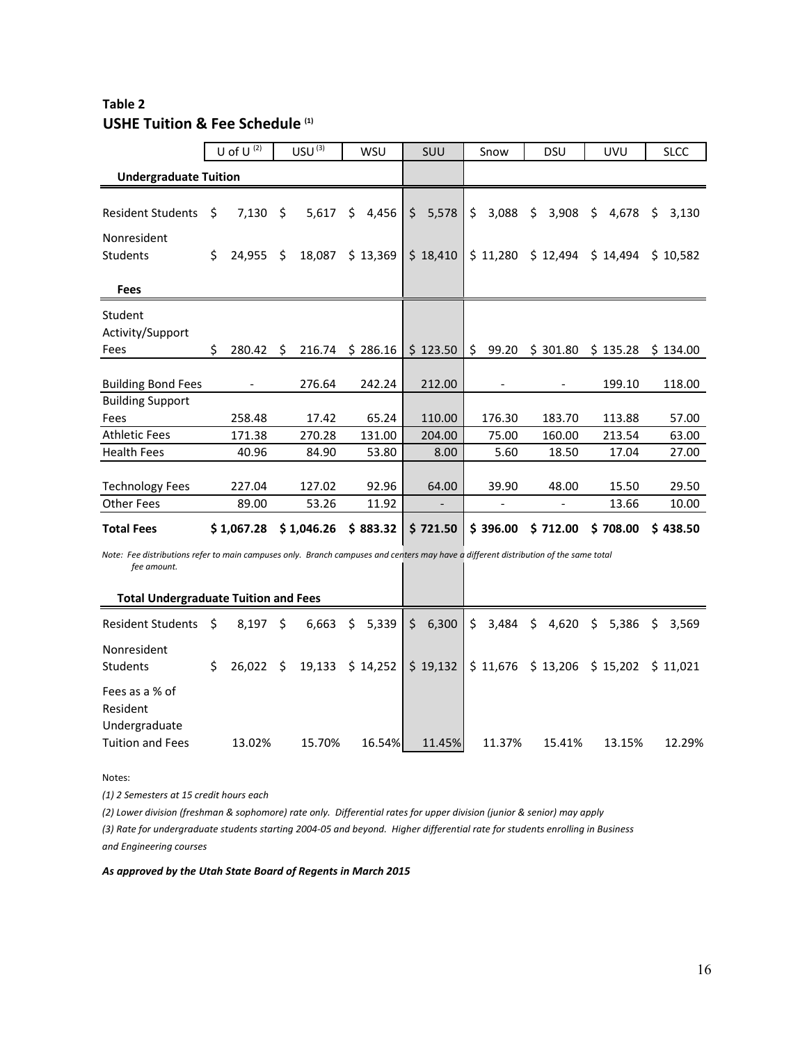**Table 2**
## USHE Tuition & Fee Schedule [(1)]

| | U of U [(2)] | USU [(3)] | WSU | SUU | Snow | DSU | UVU | SLCC |
|---|---|---|---|---|---|---|---|---|
| **Undergraduate Tuition** | | | | | | | | |
| Resident Students | $ 7,130 | $ 5,617 | $ 4,456 | $ 5,578 | $ 3,088 | $ 3,908 | $ 4,678 | $ 3,130 |
| Nonresident Students | $ 24,955 | $ 18,087 | $ 13,369 | $ 18,410 | $ 11,280 | $ 12,494 | $ 14,494 | $ 10,582 |
| **Fees** | | | | | | | | |
| Student Activity/Support Fees | $ 280.42 | $ 216.74 | $ 286.16 | $ 123.50 | $ 99.20 | $ 301.80 | $ 135.28 | $ 134.00 |
| Building Bond Fees | - | 276.64 | 242.24 | 212.00 | - | - | 199.10 | 118.00 |
| Building Support Fees | 258.48 | 17.42 | 65.24 | 110.00 | 176.30 | 183.70 | 113.88 | 57.00 |
| Athletic Fees | 171.38 | 270.28 | 131.00 | 204.00 | 75.00 | 160.00 | 213.54 | 63.00 |
| Health Fees | 40.96 | 84.90 | 53.80 | 8.00 | 5.60 | 18.50 | 17.04 | 27.00 |
| Technology Fees | 227.04 | 127.02 | 92.96 | 64.00 | 39.90 | 48.00 | 15.50 | 29.50 |
| Other Fees | 89.00 | 53.26 | 11.92 | - | - | - | 13.66 | 10.00 |
| **Total Fees** | **$ 1,067.28** | **$ 1,046.26** | **$ 883.32** | **$ 721.50** | **$ 396.00** | **$ 712.00** | **$ 708.00** | **$ 438.50** |

*Note: Fee distributions refer to main campuses only. Branch campuses and centers may have a different distribution of the same total fee amount.*

| | U of U | USU | WSU | SUU | Snow | DSU | UVU | SLCC |
|---|---|---|---|---|---|---|---|---|
| **Total Undergraduate Tuition and Fees** | | | | | | | | |
| Resident Students | $ 8,197 | $ 6,663 | $ 5,339 | $ 6,300 | $ 3,484 | $ 4,620 | $ 5,386 | $ 3,569 |
| Nonresident Students | $ 26,022 | $ 19,133 | $ 14,252 | $ 19,132 | $ 11,676 | $ 13,206 | $ 15,202 | $ 11,021 |
| Fees as a % of Resident Undergraduate Tuition and Fees | 13.02% | 15.70% | 16.54% | 11.45% | 11.37% | 15.41% | 13.15% | 12.29% |

Notes:

*(1) 2 Semesters at 15 credit hours each*

*(2) Lower division (freshman & sophomore) rate only. Differential rates for upper division (junior & senior) may apply*

*(3) Rate for undergraduate students starting 2004-05 and beyond. Higher differential rate for students enrolling in Business and Engineering courses*

***As approved by the Utah State Board of Regents in March 2015***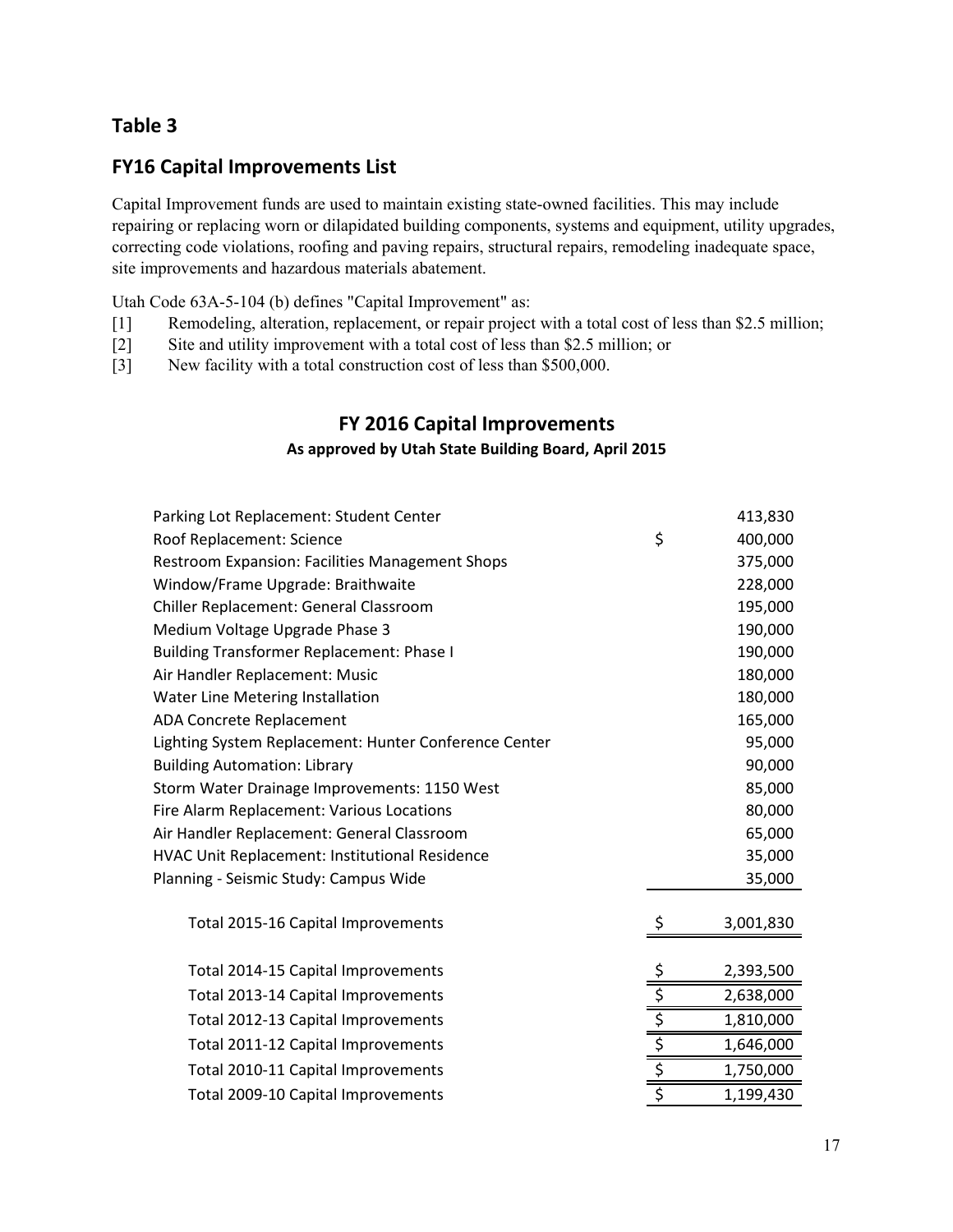## Table 3

## FY16 Capital Improvements List

Capital Improvement funds are used to maintain existing state-owned facilities. This may include repairing or replacing worn or dilapidated building components, systems and equipment, utility upgrades, correcting code violations, roofing and paving repairs, structural repairs, remodeling inadequate space, site improvements and hazardous materials abatement.

Utah Code 63A-5-104 (b) defines "Capital Improvement" as:

[1] Remodeling, alteration, replacement, or repair project with a total cost of less than $2.5 million;
[2] Site and utility improvement with a total cost of less than $2.5 million; or
[3] New facility with a total construction cost of less than $500,000.

### FY 2016 Capital Improvements

**As approved by Utah State Building Board, April 2015**

| Project | | Amount |
|---|---|---|
| Parking Lot Replacement: Student Center | | 413,830 |
| Roof Replacement: Science | $ | 400,000 |
| Restroom Expansion: Facilities Management Shops | | 375,000 |
| Window/Frame Upgrade: Braithwaite | | 228,000 |
| Chiller Replacement: General Classroom | | 195,000 |
| Medium Voltage Upgrade Phase 3 | | 190,000 |
| Building Transformer Replacement: Phase I | | 190,000 |
| Air Handler Replacement: Music | | 180,000 |
| Water Line Metering Installation | | 180,000 |
| ADA Concrete Replacement | | 165,000 |
| Lighting System Replacement: Hunter Conference Center | | 95,000 |
| Building Automation: Library | | 90,000 |
| Storm Water Drainage Improvements: 1150 West | | 85,000 |
| Fire Alarm Replacement: Various Locations | | 80,000 |
| Air Handler Replacement: General Classroom | | 65,000 |
| HVAC Unit Replacement: Institutional Residence | | 35,000 |
| Planning - Seismic Study: Campus Wide | | 35,000 |
| Total 2015-16 Capital Improvements | $ | 3,001,830 |
| Total 2014-15 Capital Improvements | $ | 2,393,500 |
| Total 2013-14 Capital Improvements | $ | 2,638,000 |
| Total 2012-13 Capital Improvements | $ | 1,810,000 |
| Total 2011-12 Capital Improvements | $ | 1,646,000 |
| Total 2010-11 Capital Improvements | $ | 1,750,000 |
| Total 2009-10 Capital Improvements | $ | 1,199,430 |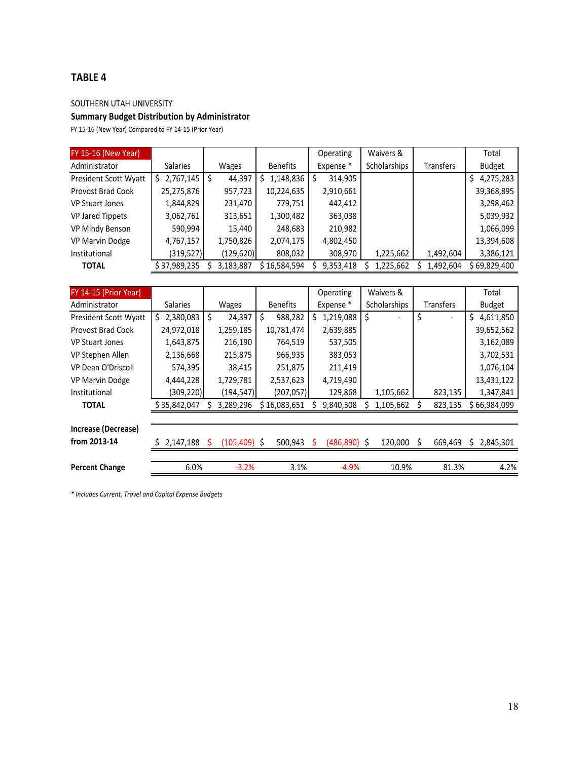## TABLE 4

SOUTHERN UTAH UNIVERSITY

**Summary Budget Distribution by Administrator**

FY 15-16 (New Year) Compared to FY 14-15 (Prior Year)

| FY 15-16 (New Year) Administrator | Salaries | Wages | Benefits | Operating Expense * | Waivers & Scholarships | Transfers | Total Budget |
|---|---|---|---|---|---|---|---|
| President Scott Wyatt | $ 2,767,145 | $ 44,397 | $ 1,148,836 | $ 314,905 | | | $ 4,275,283 |
| Provost Brad Cook | 25,275,876 | 957,723 | 10,224,635 | 2,910,661 | | | 39,368,895 |
| VP Stuart Jones | 1,844,829 | 231,470 | 779,751 | 442,412 | | | 3,298,462 |
| VP Jared Tippets | 3,062,761 | 313,651 | 1,300,482 | 363,038 | | | 5,039,932 |
| VP Mindy Benson | 590,994 | 15,440 | 248,683 | 210,982 | | | 1,066,099 |
| VP Marvin Dodge | 4,767,157 | 1,750,826 | 2,074,175 | 4,802,450 | | | 13,394,608 |
| Institutional | (319,527) | (129,620) | 808,032 | 308,970 | 1,225,662 | 1,492,604 | 3,386,121 |
| **TOTAL** | $ 37,989,235 | $ 3,183,887 | $ 16,584,594 | $ 9,353,418 | $ 1,225,662 | $ 1,492,604 | $ 69,829,400 |

| FY 14-15 (Prior Year) Administrator | Salaries | Wages | Benefits | Operating Expense * | Waivers & Scholarships | Transfers | Total Budget |
|---|---|---|---|---|---|---|---|
| President Scott Wyatt | $ 2,380,083 | $ 24,397 | $ 988,282 | $ 1,219,088 | $ - | $ - | $ 4,611,850 |
| Provost Brad Cook | 24,972,018 | 1,259,185 | 10,781,474 | 2,639,885 | | | 39,652,562 |
| VP Stuart Jones | 1,643,875 | 216,190 | 764,519 | 537,505 | | | 3,162,089 |
| VP Stephen Allen | 2,136,668 | 215,875 | 966,935 | 383,053 | | | 3,702,531 |
| VP Dean O'Driscoll | 574,395 | 38,415 | 251,875 | 211,419 | | | 1,076,104 |
| VP Marvin Dodge | 4,444,228 | 1,729,781 | 2,537,623 | 4,719,490 | | | 13,431,122 |
| Institutional | (309,220) | (194,547) | (207,057) | 129,868 | 1,105,662 | 823,135 | 1,347,841 |
| **TOTAL** | $ 35,842,047 | $ 3,289,296 | $ 16,083,651 | $ 9,840,308 | $ 1,105,662 | $ 823,135 | $ 66,984,099 |
| **Increase (Decrease) from 2013-14** | $ 2,147,188 | $ (105,409) | $ 500,943 | $ (486,890) | $ 120,000 | $ 669,469 | $ 2,845,301 |
| **Percent Change** | 6.0% | -3.2% | 3.1% | -4.9% | 10.9% | 81.3% | 4.2% |

*\* Includes Current, Travel and Capital Expense Budgets*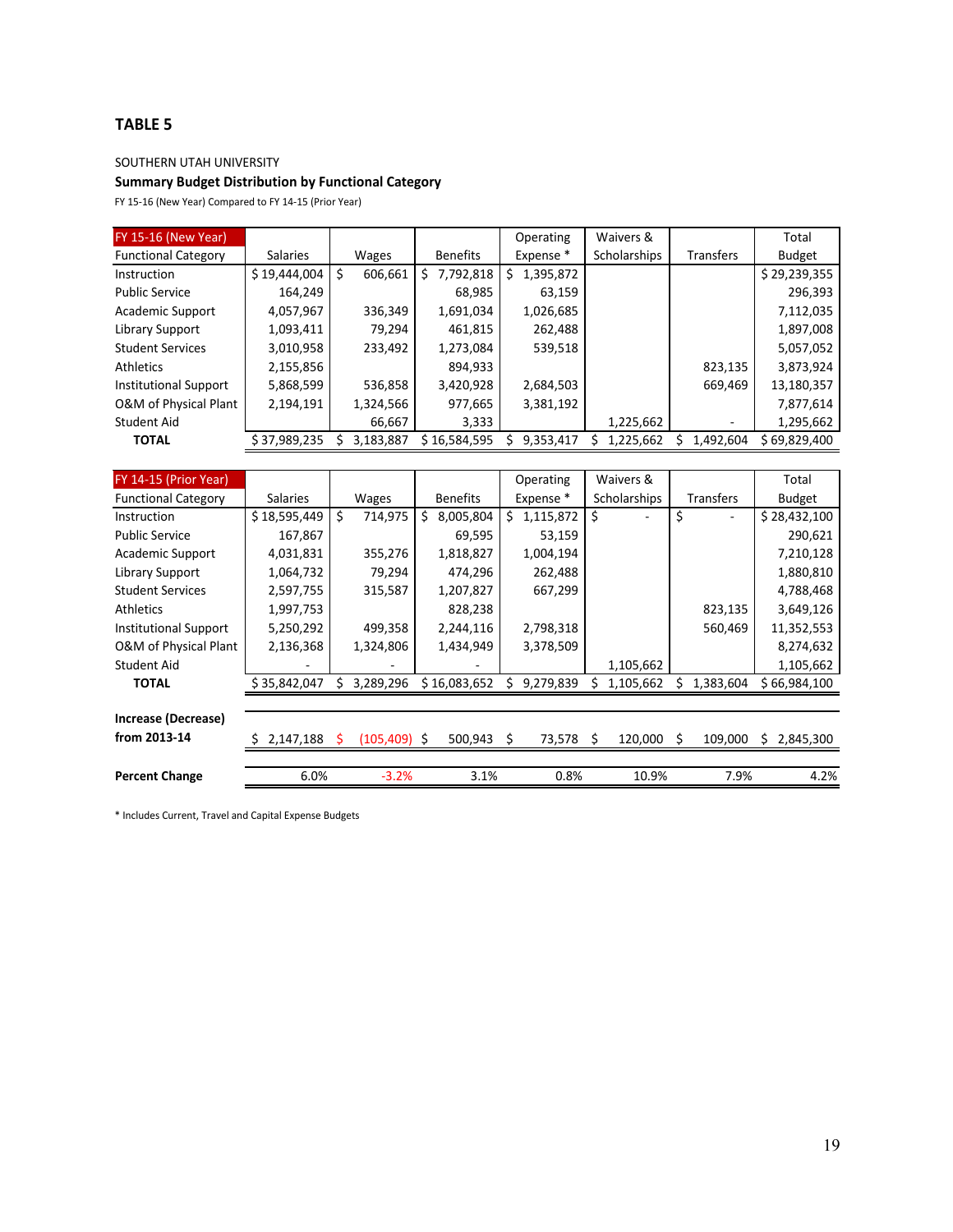## TABLE 5

SOUTHERN UTAH UNIVERSITY

**Summary Budget Distribution by Functional Category**

FY 15-16 (New Year) Compared to FY 14-15 (Prior Year)

| FY 15-16 (New Year) Functional Category | Salaries | Wages | Benefits | Operating Expense * | Waivers & Scholarships | Transfers | Total Budget |
|---|---|---|---|---|---|---|---|
| Instruction | $ 19,444,004 | $ 606,661 | $ 7,792,818 | $ 1,395,872 | | | $ 29,239,355 |
| Public Service | 164,249 | | 68,985 | 63,159 | | | 296,393 |
| Academic Support | 4,057,967 | 336,349 | 1,691,034 | 1,026,685 | | | 7,112,035 |
| Library Support | 1,093,411 | 79,294 | 461,815 | 262,488 | | | 1,897,008 |
| Student Services | 3,010,958 | 233,492 | 1,273,084 | 539,518 | | | 5,057,052 |
| Athletics | 2,155,856 | | 894,933 | | | 823,135 | 3,873,924 |
| Institutional Support | 5,868,599 | 536,858 | 3,420,928 | 2,684,503 | | 669,469 | 13,180,357 |
| O&M of Physical Plant | 2,194,191 | 1,324,566 | 977,665 | 3,381,192 | | | 7,877,614 |
| Student Aid | | 66,667 | 3,333 | | 1,225,662 | - | 1,295,662 |
| **TOTAL** | $ 37,989,235 | $ 3,183,887 | $ 16,584,595 | $ 9,353,417 | $ 1,225,662 | $ 1,492,604 | $ 69,829,400 |

| FY 14-15 (Prior Year) Functional Category | Salaries | Wages | Benefits | Operating Expense * | Waivers & Scholarships | Transfers | Total Budget |
|---|---|---|---|---|---|---|---|
| Instruction | $ 18,595,449 | $ 714,975 | $ 8,005,804 | $ 1,115,872 | $ - | $ - | $ 28,432,100 |
| Public Service | 167,867 | | 69,595 | 53,159 | | | 290,621 |
| Academic Support | 4,031,831 | 355,276 | 1,818,827 | 1,004,194 | | | 7,210,128 |
| Library Support | 1,064,732 | 79,294 | 474,296 | 262,488 | | | 1,880,810 |
| Student Services | 2,597,755 | 315,587 | 1,207,827 | 667,299 | | | 4,788,468 |
| Athletics | 1,997,753 | | 828,238 | | | 823,135 | 3,649,126 |
| Institutional Support | 5,250,292 | 499,358 | 2,244,116 | 2,798,318 | | 560,469 | 11,352,553 |
| O&M of Physical Plant | 2,136,368 | 1,324,806 | 1,434,949 | 3,378,509 | | | 8,274,632 |
| Student Aid | - | - | - | | 1,105,662 | | 1,105,662 |
| **TOTAL** | $ 35,842,047 | $ 3,289,296 | $ 16,083,652 | $ 9,279,839 | $ 1,105,662 | $ 1,383,604 | $ 66,984,100 |
| **Increase (Decrease) from 2013-14** | $ 2,147,188 | $ (105,409) | $ 500,943 | $ 73,578 | $ 120,000 | $ 109,000 | $ 2,845,300 |
| **Percent Change** | 6.0% | -3.2% | 3.1% | 0.8% | 10.9% | 7.9% | 4.2% |

* Includes Current, Travel and Capital Expense Budgets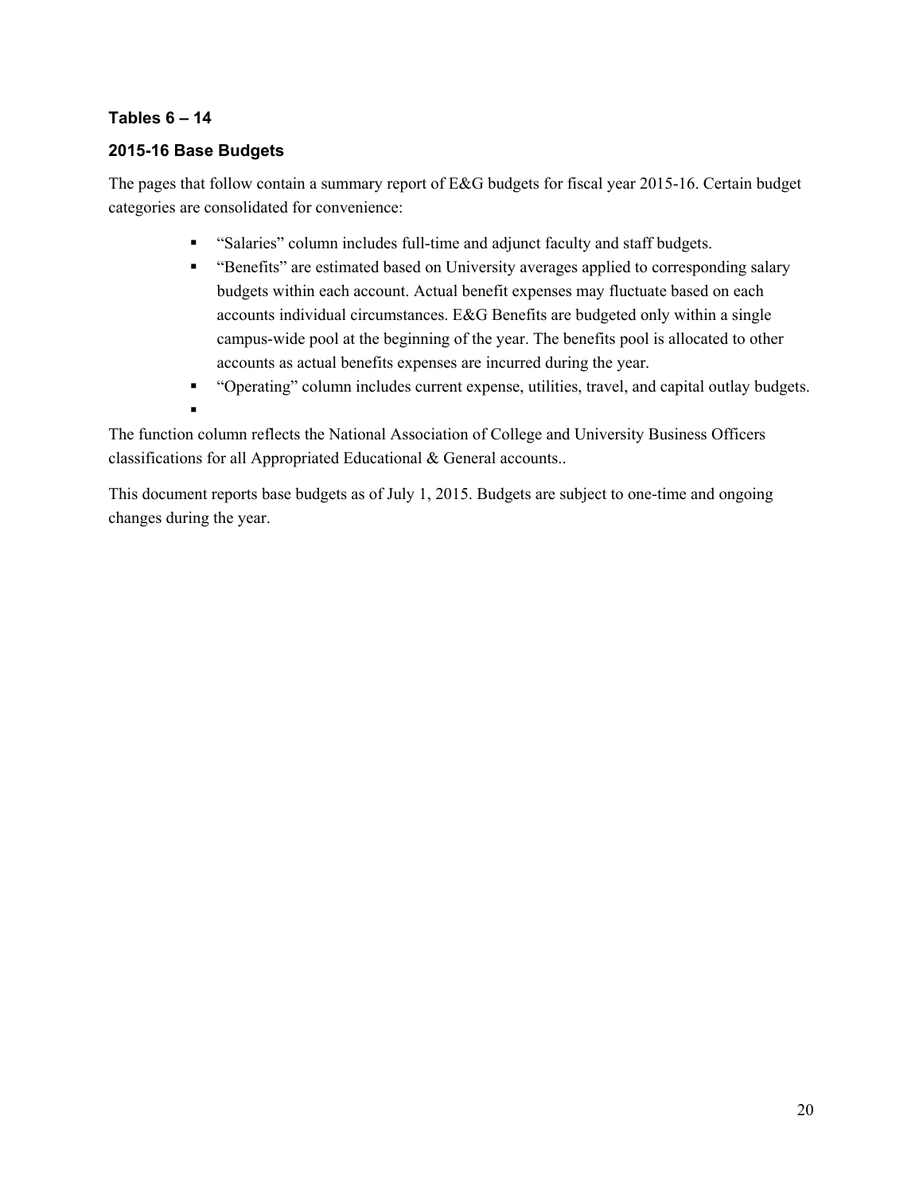### Tables 6 – 14

### 2015-16 Base Budgets

The pages that follow contain a summary report of E&G budgets for fiscal year 2015-16. Certain budget categories are consolidated for convenience:

- "Salaries" column includes full-time and adjunct faculty and staff budgets.
- "Benefits" are estimated based on University averages applied to corresponding salary budgets within each account. Actual benefit expenses may fluctuate based on each accounts individual circumstances. E&G Benefits are budgeted only within a single campus-wide pool at the beginning of the year. The benefits pool is allocated to other accounts as actual benefits expenses are incurred during the year.
- "Operating" column includes current expense, utilities, travel, and capital outlay budgets.

The function column reflects the National Association of College and University Business Officers classifications for all Appropriated Educational & General accounts..

This document reports base budgets as of July 1, 2015. Budgets are subject to one-time and ongoing changes during the year.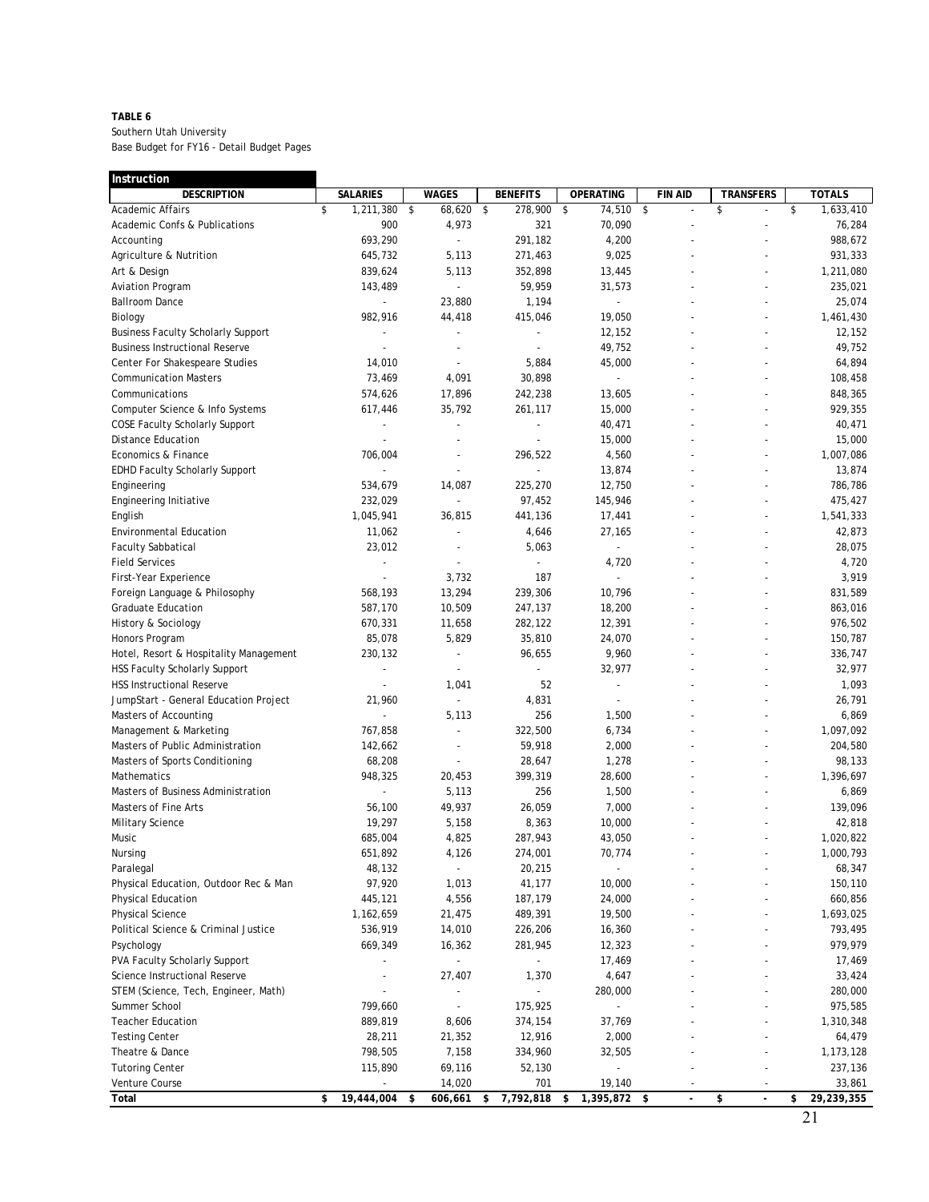**TABLE 6**
Southern Utah University
Base Budget for FY16 - Detail Budget Pages

| Instruction | | | | | | | |
|---|---|---|---|---|---|---|---|
| DESCRIPTION | SALARIES | WAGES | BENEFITS | OPERATING | FIN AID | TRANSFERS | TOTALS |
| Academic Affairs | $ 1,211,380 | $ 68,620 | $ 278,900 | $ 74,510 | $ - | $ - | $ 1,633,410 |
| Academic Confs & Publications | 900 | 4,973 | 321 | 70,090 | - | - | 76,284 |
| Accounting | 693,290 | - | 291,182 | 4,200 | - | - | 988,672 |
| Agriculture & Nutrition | 645,732 | 5,113 | 271,463 | 9,025 | - | - | 931,333 |
| Art & Design | 839,624 | 5,113 | 352,898 | 13,445 | - | - | 1,211,080 |
| Aviation Program | 143,489 | - | 59,959 | 31,573 | - | - | 235,021 |
| Ballroom Dance | - | 23,880 | 1,194 | - | - | - | 25,074 |
| Biology | 982,916 | 44,418 | 415,046 | 19,050 | - | - | 1,461,430 |
| Business Faculty Scholarly Support | - | - | - | 12,152 | - | - | 12,152 |
| Business Instructional Reserve | - | - | - | 49,752 | - | - | 49,752 |
| Center For Shakespeare Studies | 14,010 | - | 5,884 | 45,000 | - | - | 64,894 |
| Communication Masters | 73,469 | 4,091 | 30,898 | - | - | - | 108,458 |
| Communications | 574,626 | 17,896 | 242,238 | 13,605 | - | - | 848,365 |
| Computer Science & Info Systems | 617,446 | 35,792 | 261,117 | 15,000 | - | - | 929,355 |
| COSE Faculty Scholarly Support | - | - | - | 40,471 | - | - | 40,471 |
| Distance Education | - | - | - | 15,000 | - | - | 15,000 |
| Economics & Finance | 706,004 | - | 296,522 | 4,560 | - | - | 1,007,086 |
| EDHD Faculty Scholarly Support | - | - | - | 13,874 | - | - | 13,874 |
| Engineering | 534,679 | 14,087 | 225,270 | 12,750 | - | - | 786,786 |
| Engineering Initiative | 232,029 | - | 97,452 | 145,946 | - | - | 475,427 |
| English | 1,045,941 | 36,815 | 441,136 | 17,441 | - | - | 1,541,333 |
| Environmental Education | 11,062 | - | 4,646 | 27,165 | - | - | 42,873 |
| Faculty Sabbatical | 23,012 | - | 5,063 | - | - | - | 28,075 |
| Field Services | - | - | - | 4,720 | - | - | 4,720 |
| First-Year Experience | - | 3,732 | 187 | - | - | - | 3,919 |
| Foreign Language & Philosophy | 568,193 | 13,294 | 239,306 | 10,796 | - | - | 831,589 |
| Graduate Education | 587,170 | 10,509 | 247,137 | 18,200 | - | - | 863,016 |
| History & Sociology | 670,331 | 11,658 | 282,122 | 12,391 | - | - | 976,502 |
| Honors Program | 85,078 | 5,829 | 35,810 | 24,070 | - | - | 150,787 |
| Hotel, Resort & Hospitality Management | 230,132 | - | 96,655 | 9,960 | - | - | 336,747 |
| HSS Faculty Scholarly Support | - | - | - | 32,977 | - | - | 32,977 |
| HSS Instructional Reserve | - | 1,041 | 52 | - | - | - | 1,093 |
| JumpStart - General Education Project | 21,960 | - | 4,831 | - | - | - | 26,791 |
| Masters of Accounting | - | 5,113 | 256 | 1,500 | - | - | 6,869 |
| Management & Marketing | 767,858 | - | 322,500 | 6,734 | - | - | 1,097,092 |
| Masters of Public Administration | 142,662 | - | 59,918 | 2,000 | - | - | 204,580 |
| Masters of Sports Conditioning | 68,208 | - | 28,647 | 1,278 | - | - | 98,133 |
| Mathematics | 948,325 | 20,453 | 399,319 | 28,600 | - | - | 1,396,697 |
| Masters of Business Administration | - | 5,113 | 256 | 1,500 | - | - | 6,869 |
| Masters of Fine Arts | 56,100 | 49,937 | 26,059 | 7,000 | - | - | 139,096 |
| Military Science | 19,297 | 5,158 | 8,363 | 10,000 | - | - | 42,818 |
| Music | 685,004 | 4,825 | 287,943 | 43,050 | - | - | 1,020,822 |
| Nursing | 651,892 | 4,126 | 274,001 | 70,774 | - | - | 1,000,793 |
| Paralegal | 48,132 | - | 20,215 | - | - | - | 68,347 |
| Physical Education, Outdoor Rec & Man | 97,920 | 1,013 | 41,177 | 10,000 | - | - | 150,110 |
| Physical Education | 445,121 | 4,556 | 187,179 | 24,000 | - | - | 660,856 |
| Physical Science | 1,162,659 | 21,475 | 489,391 | 19,500 | - | - | 1,693,025 |
| Political Science & Criminal Justice | 536,919 | 14,010 | 226,206 | 16,360 | - | - | 793,495 |
| Psychology | 669,349 | 16,362 | 281,945 | 12,323 | - | - | 979,979 |
| PVA Faculty Scholarly Support | - | - | - | 17,469 | - | - | 17,469 |
| Science Instructional Reserve | - | 27,407 | 1,370 | 4,647 | - | - | 33,424 |
| STEM (Science, Tech, Engineer, Math) | - | - | - | 280,000 | - | - | 280,000 |
| Summer School | 799,660 | - | 175,925 | - | - | - | 975,585 |
| Teacher Education | 889,819 | 8,606 | 374,154 | 37,769 | - | - | 1,310,348 |
| Testing Center | 28,211 | 21,352 | 12,916 | 2,000 | - | - | 64,479 |
| Theatre & Dance | 798,505 | 7,158 | 334,960 | 32,505 | - | - | 1,173,128 |
| Tutoring Center | 115,890 | 69,116 | 52,130 | - | - | - | 237,136 |
| Venture Course | - | 14,020 | 701 | 19,140 | - | - | 33,861 |
| **Total** | **$ 19,444,004** | **$ 606,661** | **$ 7,792,818** | **$ 1,395,872** | **$ -** | **$ -** | **$ 29,239,355** |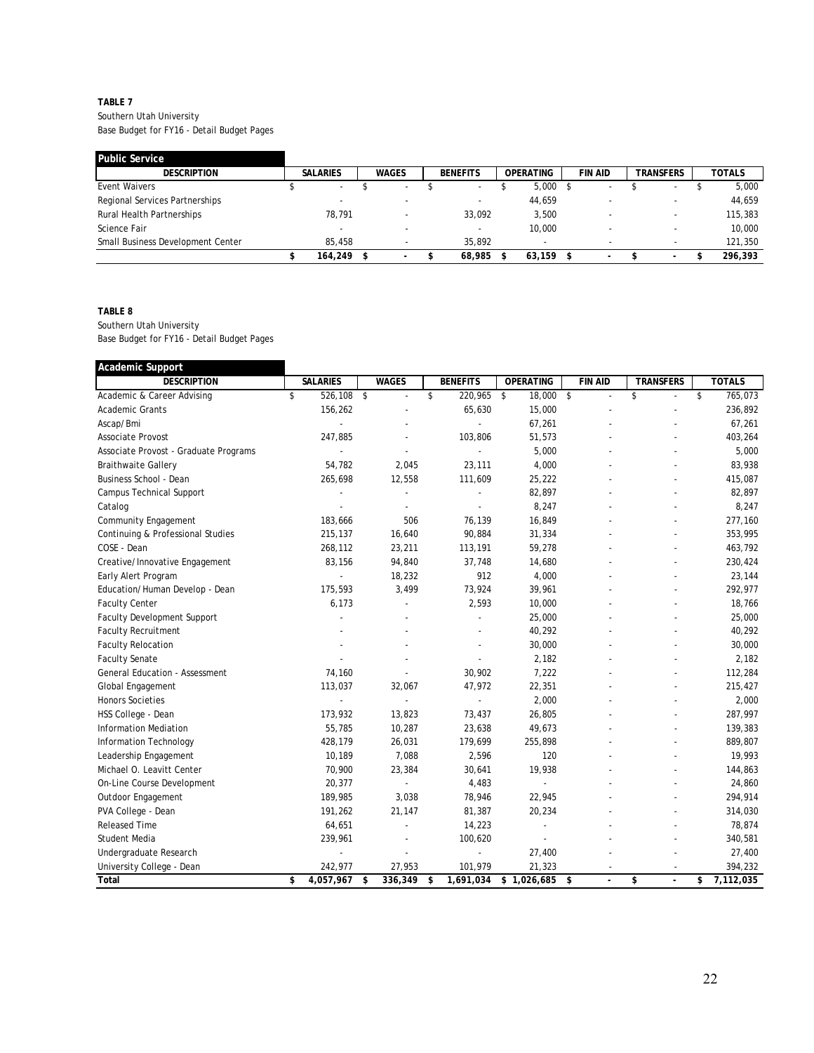**TABLE 7**
Southern Utah University
Base Budget for FY16 - Detail Budget Pages

| Public Service | | | | | | | |
|---|---|---|---|---|---|---|---|
| DESCRIPTION | SALARIES | WAGES | BENEFITS | OPERATING | FIN AID | TRANSFERS | TOTALS |
| Event Waivers | $ - | $ - | $ - | $ 5,000 | $ - | $ - | $ 5,000 |
| Regional Services Partnerships | - | - | - | 44,659 | - | - | 44,659 |
| Rural Health Partnerships | 78,791 | - | 33,092 | 3,500 | - | - | 115,383 |
| Science Fair | - | - | - | 10,000 | - | - | 10,000 |
| Small Business Development Center | 85,458 | - | 35,892 | - | - | - | 121,350 |
| | $ 164,249 | $ - | $ 68,985 | $ 63,159 | $ - | $ - | $ 296,393 |

**TABLE 8**
Southern Utah University
Base Budget for FY16 - Detail Budget Pages

| Academic Support | | | | | | | |
|---|---|---|---|---|---|---|---|
| DESCRIPTION | SALARIES | WAGES | BENEFITS | OPERATING | FIN AID | TRANSFERS | TOTALS |
| Academic & Career Advising | $ 526,108 | $ - | $ 220,965 | $ 18,000 | $ - | $ - | $ 765,073 |
| Academic Grants | 156,262 | - | 65,630 | 15,000 | - | - | 236,892 |
| Ascap/Bmi | - | - | - | 67,261 | - | - | 67,261 |
| Associate Provost | 247,885 | - | 103,806 | 51,573 | - | - | 403,264 |
| Associate Provost - Graduate Programs | - | - | - | 5,000 | - | - | 5,000 |
| Braithwaite Gallery | 54,782 | 2,045 | 23,111 | 4,000 | - | - | 83,938 |
| Business School - Dean | 265,698 | 12,558 | 111,609 | 25,222 | - | - | 415,087 |
| Campus Technical Support | - | - | - | 82,897 | - | - | 82,897 |
| Catalog | - | - | - | 8,247 | - | - | 8,247 |
| Community Engagement | 183,666 | 506 | 76,139 | 16,849 | - | - | 277,160 |
| Continuing & Professional Studies | 215,137 | 16,640 | 90,884 | 31,334 | - | - | 353,995 |
| COSE - Dean | 268,112 | 23,211 | 113,191 | 59,278 | - | - | 463,792 |
| Creative/Innovative Engagement | 83,156 | 94,840 | 37,748 | 14,680 | - | - | 230,424 |
| Early Alert Program | - | 18,232 | 912 | 4,000 | - | - | 23,144 |
| Education/Human Develop - Dean | 175,593 | 3,499 | 73,924 | 39,961 | - | - | 292,977 |
| Faculty Center | 6,173 | - | 2,593 | 10,000 | - | - | 18,766 |
| Faculty Development Support | - | - | - | 25,000 | - | - | 25,000 |
| Faculty Recruitment | - | - | - | 40,292 | - | - | 40,292 |
| Faculty Relocation | - | - | - | 30,000 | - | - | 30,000 |
| Faculty Senate | - | - | - | 2,182 | - | - | 2,182 |
| General Education - Assessment | 74,160 | - | 30,902 | 7,222 | - | - | 112,284 |
| Global Engagement | 113,037 | 32,067 | 47,972 | 22,351 | - | - | 215,427 |
| Honors Societies | - | - | - | 2,000 | - | - | 2,000 |
| HSS College - Dean | 173,932 | 13,823 | 73,437 | 26,805 | - | - | 287,997 |
| Information Mediation | 55,785 | 10,287 | 23,638 | 49,673 | - | - | 139,383 |
| Information Technology | 428,179 | 26,031 | 179,699 | 255,898 | - | - | 889,807 |
| Leadership Engagement | 10,189 | 7,088 | 2,596 | 120 | - | - | 19,993 |
| Michael O. Leavitt Center | 70,900 | 23,384 | 30,641 | 19,938 | - | - | 144,863 |
| On-Line Course Development | 20,377 | - | 4,483 | - | - | - | 24,860 |
| Outdoor Engagement | 189,985 | 3,038 | 78,946 | 22,945 | - | - | 294,914 |
| PVA College - Dean | 191,262 | 21,147 | 81,387 | 20,234 | - | - | 314,030 |
| Released Time | 64,651 | - | 14,223 | - | - | - | 78,874 |
| Student Media | 239,961 | - | 100,620 | - | - | - | 340,581 |
| Undergraduate Research | - | - | - | 27,400 | - | - | 27,400 |
| University College - Dean | 242,977 | 27,953 | 101,979 | 21,323 | - | - | 394,232 |
| **Total** | **$ 4,057,967** | **$ 336,349** | **$ 1,691,034** | **$ 1,026,685** | **$ -** | **$ -** | **$ 7,112,035** |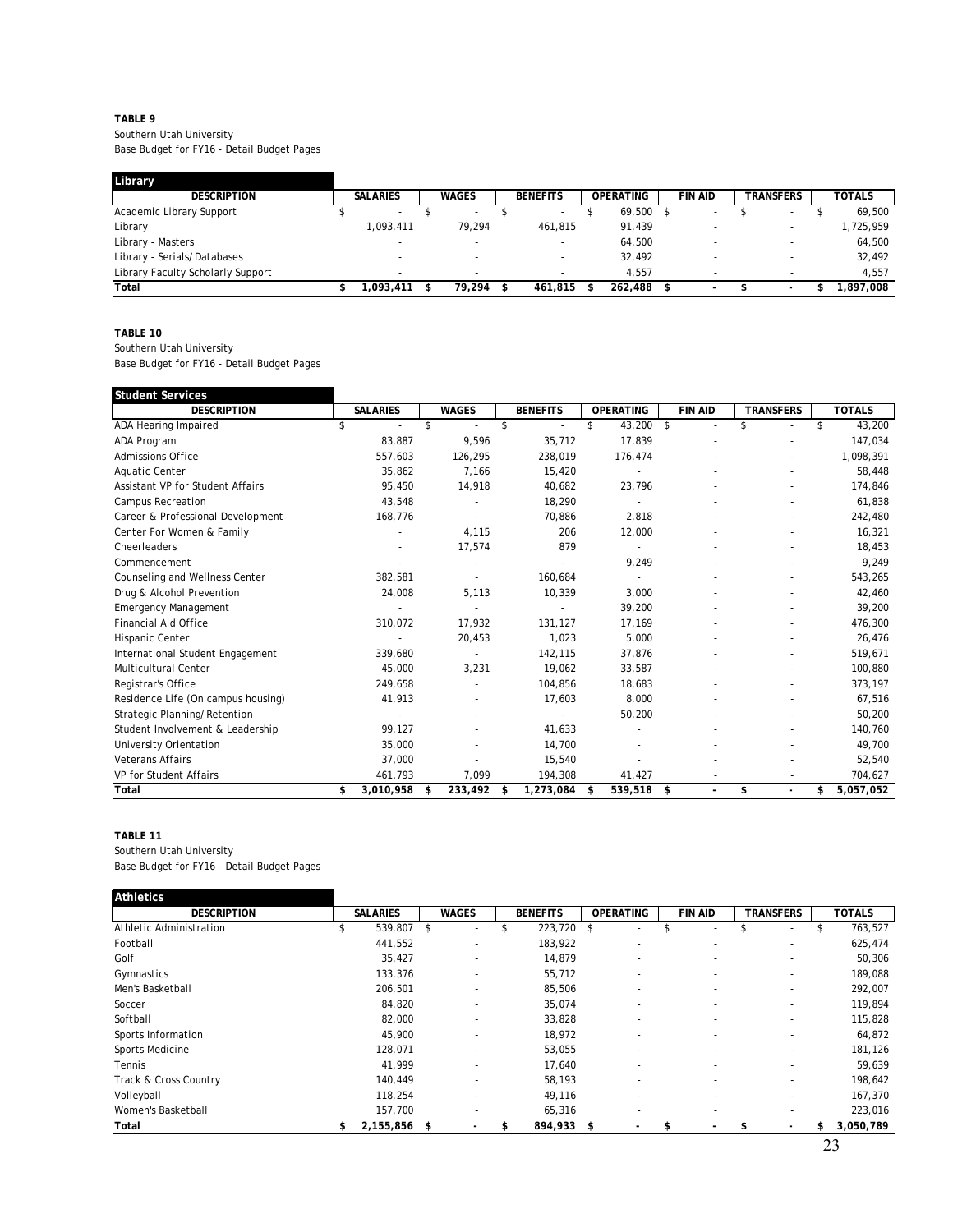**TABLE 9**
Southern Utah University
Base Budget for FY16 - Detail Budget Pages

| Library | | | | | | | |
|---|---|---|---|---|---|---|---|
| DESCRIPTION | SALARIES | WAGES | BENEFITS | OPERATING | FIN AID | TRANSFERS | TOTALS |
| Academic Library Support | $ - | $ - | $ - | $ 69,500 | $ - | $ - | $ 69,500 |
| Library | 1,093,411 | 79,294 | 461,815 | 91,439 | - | - | 1,725,959 |
| Library - Masters | - | - | - | 64,500 | - | - | 64,500 |
| Library - Serials/Databases | - | - | - | 32,492 | - | - | 32,492 |
| Library Faculty Scholarly Support | - | - | - | 4,557 | - | - | 4,557 |
| **Total** | **$ 1,093,411** | **$ 79,294** | **$ 461,815** | **$ 262,488** | **$ -** | **$ -** | **$ 1,897,008** |

**TABLE 10**
Southern Utah University
Base Budget for FY16 - Detail Budget Pages

| Student Services | | | | | | | |
|---|---|---|---|---|---|---|---|
| DESCRIPTION | SALARIES | WAGES | BENEFITS | OPERATING | FIN AID | TRANSFERS | TOTALS |
| ADA Hearing Impaired | $ - | $ - | $ - | $ 43,200 | $ - | $ - | $ 43,200 |
| ADA Program | 83,887 | 9,596 | 35,712 | 17,839 | - | - | 147,034 |
| Admissions Office | 557,603 | 126,295 | 238,019 | 176,474 | - | - | 1,098,391 |
| Aquatic Center | 35,862 | 7,166 | 15,420 | - | - | - | 58,448 |
| Assistant VP for Student Affairs | 95,450 | 14,918 | 40,682 | 23,796 | - | - | 174,846 |
| Campus Recreation | 43,548 | - | 18,290 | - | - | - | 61,838 |
| Career & Professional Development | 168,776 | - | 70,886 | 2,818 | - | - | 242,480 |
| Center For Women & Family | - | 4,115 | 206 | 12,000 | - | - | 16,321 |
| Cheerleaders | - | 17,574 | 879 | - | - | - | 18,453 |
| Commencement | - | - | - | 9,249 | - | - | 9,249 |
| Counseling and Wellness Center | 382,581 | - | 160,684 | - | - | - | 543,265 |
| Drug & Alcohol Prevention | 24,008 | 5,113 | 10,339 | 3,000 | - | - | 42,460 |
| Emergency Management | - | - | - | 39,200 | - | - | 39,200 |
| Financial Aid Office | 310,072 | 17,932 | 131,127 | 17,169 | - | - | 476,300 |
| Hispanic Center | - | 20,453 | 1,023 | 5,000 | - | - | 26,476 |
| International Student Engagement | 339,680 | - | 142,115 | 37,876 | - | - | 519,671 |
| Multicultural Center | 45,000 | 3,231 | 19,062 | 33,587 | - | - | 100,880 |
| Registrar's Office | 249,658 | - | 104,856 | 18,683 | - | - | 373,197 |
| Residence Life (On campus housing) | 41,913 | - | 17,603 | 8,000 | - | - | 67,516 |
| Strategic Planning/Retention | - | - | - | 50,200 | - | - | 50,200 |
| Student Involvement & Leadership | 99,127 | - | 41,633 | - | - | - | 140,760 |
| University Orientation | 35,000 | - | 14,700 | - | - | - | 49,700 |
| Veterans Affairs | 37,000 | - | 15,540 | - | - | - | 52,540 |
| VP for Student Affairs | 461,793 | 7,099 | 194,308 | 41,427 | - | - | 704,627 |
| **Total** | **$ 3,010,958** | **$ 233,492** | **$ 1,273,084** | **$ 539,518** | **$ -** | **$ -** | **$ 5,057,052** |

**TABLE 11**
Southern Utah University
Base Budget for FY16 - Detail Budget Pages

| Athletics | | | | | | | |
|---|---|---|---|---|---|---|---|
| DESCRIPTION | SALARIES | WAGES | BENEFITS | OPERATING | FIN AID | TRANSFERS | TOTALS |
| Athletic Administration | $ 539,807 | $ - | $ 223,720 | $ - | $ - | $ - | $ 763,527 |
| Football | 441,552 | - | 183,922 | - | - | - | 625,474 |
| Golf | 35,427 | - | 14,879 | - | - | - | 50,306 |
| Gymnastics | 133,376 | - | 55,712 | - | - | - | 189,088 |
| Men's Basketball | 206,501 | - | 85,506 | - | - | - | 292,007 |
| Soccer | 84,820 | - | 35,074 | - | - | - | 119,894 |
| Softball | 82,000 | - | 33,828 | - | - | - | 115,828 |
| Sports Information | 45,900 | - | 18,972 | - | - | - | 64,872 |
| Sports Medicine | 128,071 | - | 53,055 | - | - | - | 181,126 |
| Tennis | 41,999 | - | 17,640 | - | - | - | 59,639 |
| Track & Cross Country | 140,449 | - | 58,193 | - | - | - | 198,642 |
| Volleyball | 118,254 | - | 49,116 | - | - | - | 167,370 |
| Women's Basketball | 157,700 | - | 65,316 | - | - | - | 223,016 |
| **Total** | **$ 2,155,856** | **$ -** | **$ 894,933** | **$ -** | **$ -** | **$ -** | **$ 3,050,789** |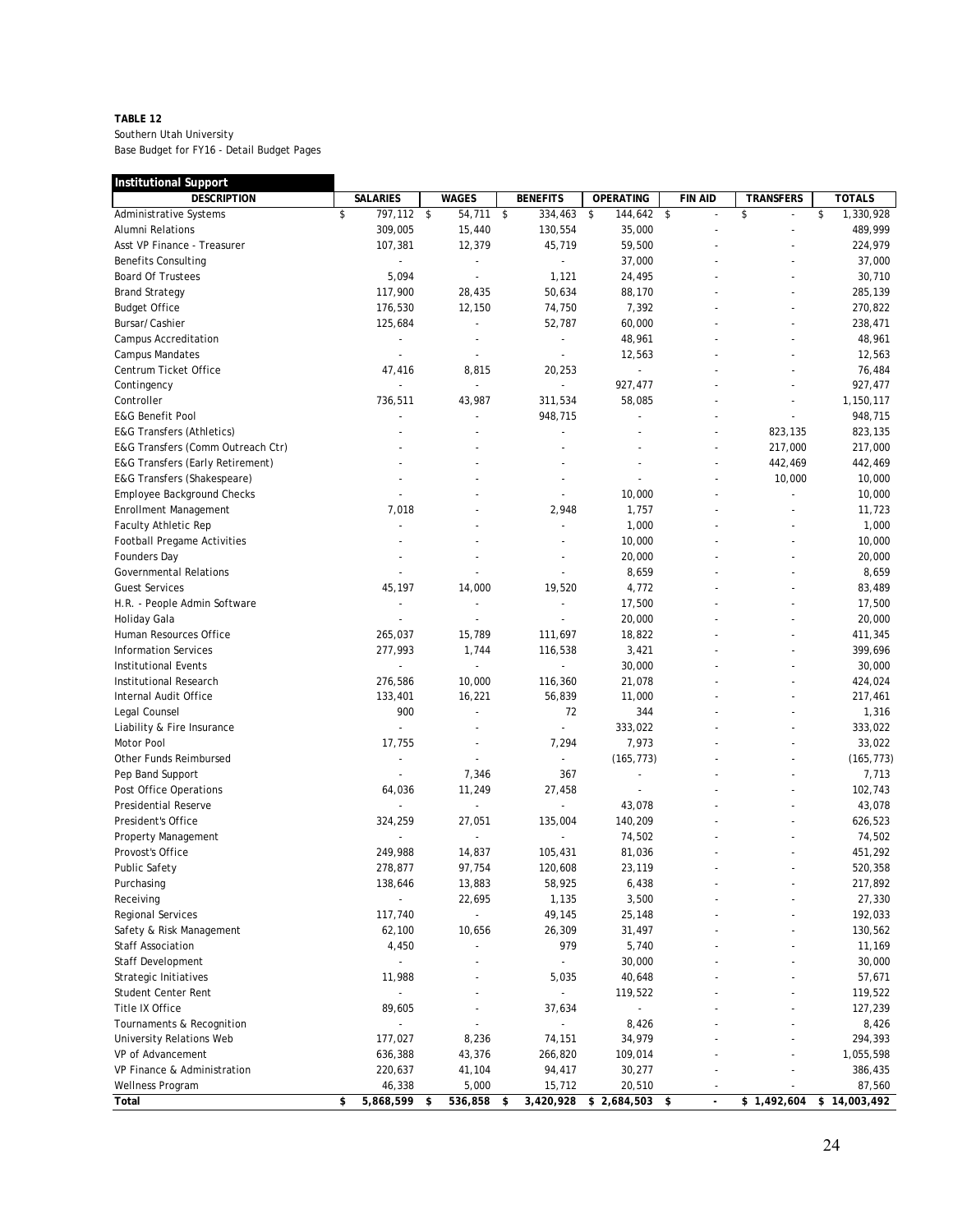**TABLE 12**
Southern Utah University
Base Budget for FY16 - Detail Budget Pages

| Institutional Support | | | | | | | |
|---|---|---|---|---|---|---|---|
| DESCRIPTION | SALARIES | WAGES | BENEFITS | OPERATING | FIN AID | TRANSFERS | TOTALS |
| Administrative Systems | $ 797,112 | $ 54,711 | $ 334,463 | $ 144,642 | $ - | $ - | $ 1,330,928 |
| Alumni Relations | 309,005 | 15,440 | 130,554 | 35,000 | - | - | 489,999 |
| Asst VP Finance - Treasurer | 107,381 | 12,379 | 45,719 | 59,500 | - | - | 224,979 |
| Benefits Consulting | - | - | - | 37,000 | - | - | 37,000 |
| Board Of Trustees | 5,094 | - | 1,121 | 24,495 | - | - | 30,710 |
| Brand Strategy | 117,900 | 28,435 | 50,634 | 88,170 | - | - | 285,139 |
| Budget Office | 176,530 | 12,150 | 74,750 | 7,392 | - | - | 270,822 |
| Bursar/Cashier | 125,684 | - | 52,787 | 60,000 | - | - | 238,471 |
| Campus Accreditation | - | - | - | 48,961 | - | - | 48,961 |
| Campus Mandates | - | - | - | 12,563 | - | - | 12,563 |
| Centrum Ticket Office | 47,416 | 8,815 | 20,253 | - | - | - | 76,484 |
| Contingency | - | - | - | 927,477 | - | - | 927,477 |
| Controller | 736,511 | 43,987 | 311,534 | 58,085 | - | - | 1,150,117 |
| E&G Benefit Pool | - | - | 948,715 | - | - | - | 948,715 |
| E&G Transfers (Athletics) | - | - | - | - | - | 823,135 | 823,135 |
| E&G Transfers (Comm Outreach Ctr) | - | - | - | - | - | 217,000 | 217,000 |
| E&G Transfers (Early Retirement) | - | - | - | - | - | 442,469 | 442,469 |
| E&G Transfers (Shakespeare) | - | - | - | - | - | 10,000 | 10,000 |
| Employee Background Checks | - | - | - | 10,000 | - | - | 10,000 |
| Enrollment Management | 7,018 | - | 2,948 | 1,757 | - | - | 11,723 |
| Faculty Athletic Rep | - | - | - | 1,000 | - | - | 1,000 |
| Football Pregame Activities | - | - | - | 10,000 | - | - | 10,000 |
| Founders Day | - | - | - | 20,000 | - | - | 20,000 |
| Governmental Relations | - | - | - | 8,659 | - | - | 8,659 |
| Guest Services | 45,197 | 14,000 | 19,520 | 4,772 | - | - | 83,489 |
| H.R. - People Admin Software | - | - | - | 17,500 | - | - | 17,500 |
| Holiday Gala | - | - | - | 20,000 | - | - | 20,000 |
| Human Resources Office | 265,037 | 15,789 | 111,697 | 18,822 | - | - | 411,345 |
| Information Services | 277,993 | 1,744 | 116,538 | 3,421 | - | - | 399,696 |
| Institutional Events | - | - | - | 30,000 | - | - | 30,000 |
| Institutional Research | 276,586 | 10,000 | 116,360 | 21,078 | - | - | 424,024 |
| Internal Audit Office | 133,401 | 16,221 | 56,839 | 11,000 | - | - | 217,461 |
| Legal Counsel | 900 | - | 72 | 344 | - | - | 1,316 |
| Liability & Fire Insurance | - | - | - | 333,022 | - | - | 333,022 |
| Motor Pool | 17,755 | - | 7,294 | 7,973 | - | - | 33,022 |
| Other Funds Reimbursed | - | - | - | (165,773) | - | - | (165,773) |
| Pep Band Support | - | 7,346 | 367 | - | - | - | 7,713 |
| Post Office Operations | 64,036 | 11,249 | 27,458 | - | - | - | 102,743 |
| Presidential Reserve | - | - | - | 43,078 | - | - | 43,078 |
| President's Office | 324,259 | 27,051 | 135,004 | 140,209 | - | - | 626,523 |
| Property Management | - | - | - | 74,502 | - | - | 74,502 |
| Provost's Office | 249,988 | 14,837 | 105,431 | 81,036 | - | - | 451,292 |
| Public Safety | 278,877 | 97,754 | 120,608 | 23,119 | - | - | 520,358 |
| Purchasing | 138,646 | 13,883 | 58,925 | 6,438 | - | - | 217,892 |
| Receiving | - | 22,695 | 1,135 | 3,500 | - | - | 27,330 |
| Regional Services | 117,740 | - | 49,145 | 25,148 | - | - | 192,033 |
| Safety & Risk Management | 62,100 | 10,656 | 26,309 | 31,497 | - | - | 130,562 |
| Staff Association | 4,450 | - | 979 | 5,740 | - | - | 11,169 |
| Staff Development | - | - | - | 30,000 | - | - | 30,000 |
| Strategic Initiatives | 11,988 | - | 5,035 | 40,648 | - | - | 57,671 |
| Student Center Rent | - | - | - | 119,522 | - | - | 119,522 |
| Title IX Office | 89,605 | - | 37,634 | - | - | - | 127,239 |
| Tournaments & Recognition | - | - | - | 8,426 | - | - | 8,426 |
| University Relations Web | 177,027 | 8,236 | 74,151 | 34,979 | - | - | 294,393 |
| VP of Advancement | 636,388 | 43,376 | 266,820 | 109,014 | - | - | 1,055,598 |
| VP Finance & Administration | 220,637 | 41,104 | 94,417 | 30,277 | - | - | 386,435 |
| Wellness Program | 46,338 | 5,000 | 15,712 | 20,510 | - | - | 87,560 |
| **Total** | **$ 5,868,599** | **$ 536,858** | **$ 3,420,928** | **$ 2,684,503** | **$ -** | **$ 1,492,604** | **$ 14,003,492** |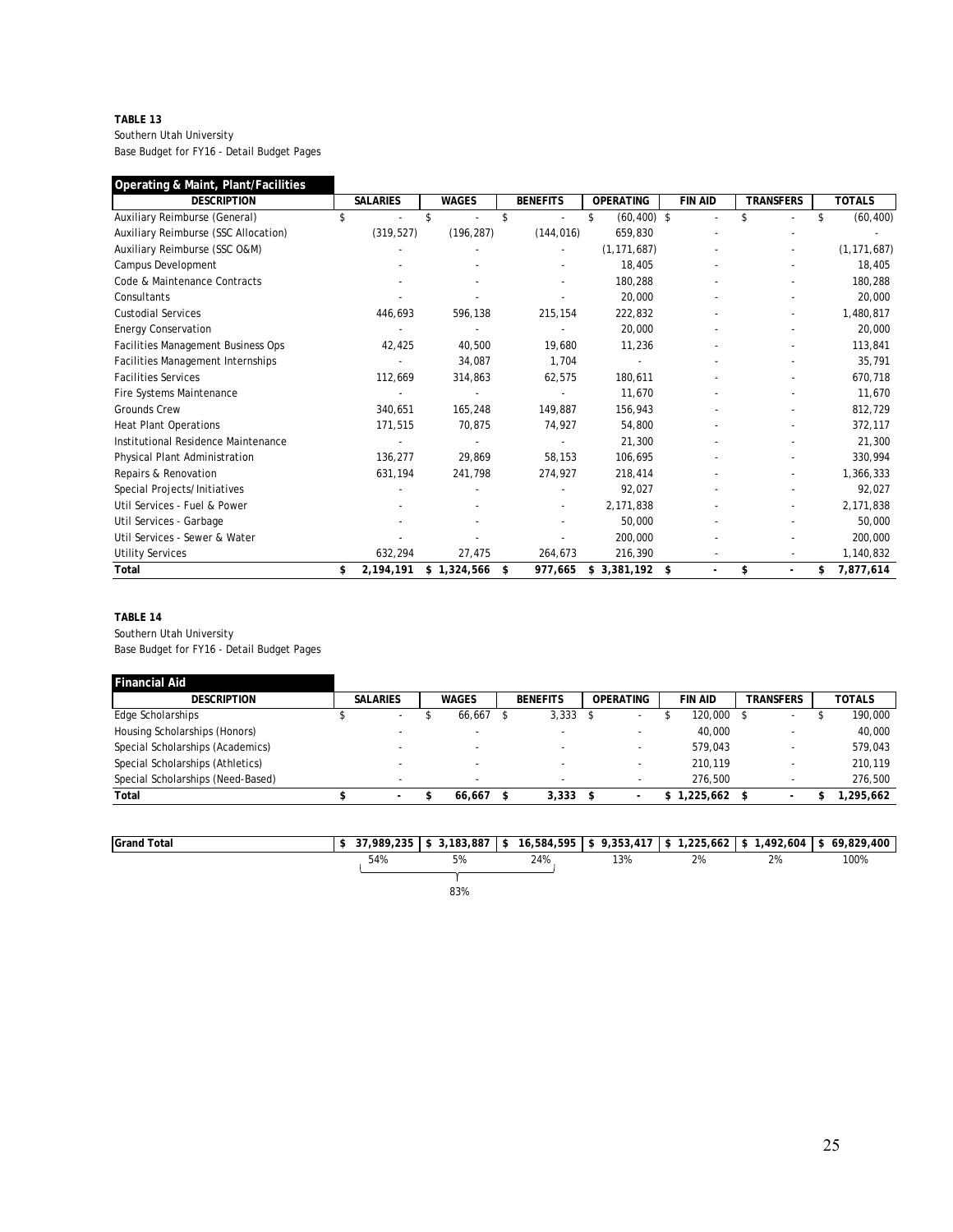**TABLE 13**

Southern Utah University

Base Budget for FY16 - Detail Budget Pages

| Operating & Maint, Plant/Facilities | | | | | | | |
|---|---|---|---|---|---|---|---|
| DESCRIPTION | SALARIES | WAGES | BENEFITS | OPERATING | FIN AID | TRANSFERS | TOTALS |
| Auxiliary Reimburse (General) | $ - | $ - | $ - | $ (60,400) | $ - | $ - | $ (60,400) |
| Auxiliary Reimburse (SSC Allocation) | (319,527) | (196,287) | (144,016) | 659,830 | - | - | - |
| Auxiliary Reimburse (SSC O&M) | - | - | - | (1,171,687) | - | - | (1,171,687) |
| Campus Development | - | - | - | 18,405 | - | - | 18,405 |
| Code & Maintenance Contracts | - | - | - | 180,288 | - | - | 180,288 |
| Consultants | - | - | - | 20,000 | - | - | 20,000 |
| Custodial Services | 446,693 | 596,138 | 215,154 | 222,832 | - | - | 1,480,817 |
| Energy Conservation | - | - | - | 20,000 | - | - | 20,000 |
| Facilities Management Business Ops | 42,425 | 40,500 | 19,680 | 11,236 | - | - | 113,841 |
| Facilities Management Internships | - | 34,087 | 1,704 | - | - | - | 35,791 |
| Facilities Services | 112,669 | 314,863 | 62,575 | 180,611 | - | - | 670,718 |
| Fire Systems Maintenance | - | - | - | 11,670 | - | - | 11,670 |
| Grounds Crew | 340,651 | 165,248 | 149,887 | 156,943 | - | - | 812,729 |
| Heat Plant Operations | 171,515 | 70,875 | 74,927 | 54,800 | - | - | 372,117 |
| Institutional Residence Maintenance | - | - | - | 21,300 | - | - | 21,300 |
| Physical Plant Administration | 136,277 | 29,869 | 58,153 | 106,695 | - | - | 330,994 |
| Repairs & Renovation | 631,194 | 241,798 | 274,927 | 218,414 | - | - | 1,366,333 |
| Special Projects/Initiatives | - | - | - | 92,027 | - | - | 92,027 |
| Util Services - Fuel & Power | - | - | - | 2,171,838 | - | - | 2,171,838 |
| Util Services - Garbage | - | - | - | 50,000 | - | - | 50,000 |
| Util Services - Sewer & Water | - | - | - | 200,000 | - | - | 200,000 |
| Utility Services | 632,294 | 27,475 | 264,673 | 216,390 | - | - | 1,140,832 |
| **Total** | **$ 2,194,191** | **$ 1,324,566** | **$ 977,665** | **$ 3,381,192** | **$ -** | **$ -** | **$ 7,877,614** |

**TABLE 14**

Southern Utah University

Base Budget for FY16 - Detail Budget Pages

| Financial Aid | | | | | | | |
|---|---|---|---|---|---|---|---|
| DESCRIPTION | SALARIES | WAGES | BENEFITS | OPERATING | FIN AID | TRANSFERS | TOTALS |
| Edge Scholarships | $ - | $ 66,667 | $ 3,333 | $ - | $ 120,000 | $ - | $ 190,000 |
| Housing Scholarships (Honors) | - | - | - | - | 40,000 | - | 40,000 |
| Special Scholarships (Academics) | - | - | - | - | 579,043 | - | 579,043 |
| Special Scholarships (Athletics) | - | - | - | - | 210,119 | - | 210,119 |
| Special Scholarships (Need-Based) | - | - | - | - | 276,500 | - | 276,500 |
| **Total** | **$ -** | **$ 66,667** | **$ 3,333** | **$ -** | **$ 1,225,662** | **$ -** | **$ 1,295,662** |

| | SALARIES | WAGES | BENEFITS | OPERATING | FIN AID | TRANSFERS | TOTALS |
|---|---|---|---|---|---|---|---|
| **Grand Total** | **$ 37,989,235** | **$ 3,183,887** | **$ 16,584,595** | **$ 9,353,417** | **$ 1,225,662** | **$ 1,492,604** | **$ 69,829,400** |
| | 54% | 5% | 24% | 13% | 2% | 2% | 100% |
| | | 83% (Salaries + Wages + Benefits) | | | | | |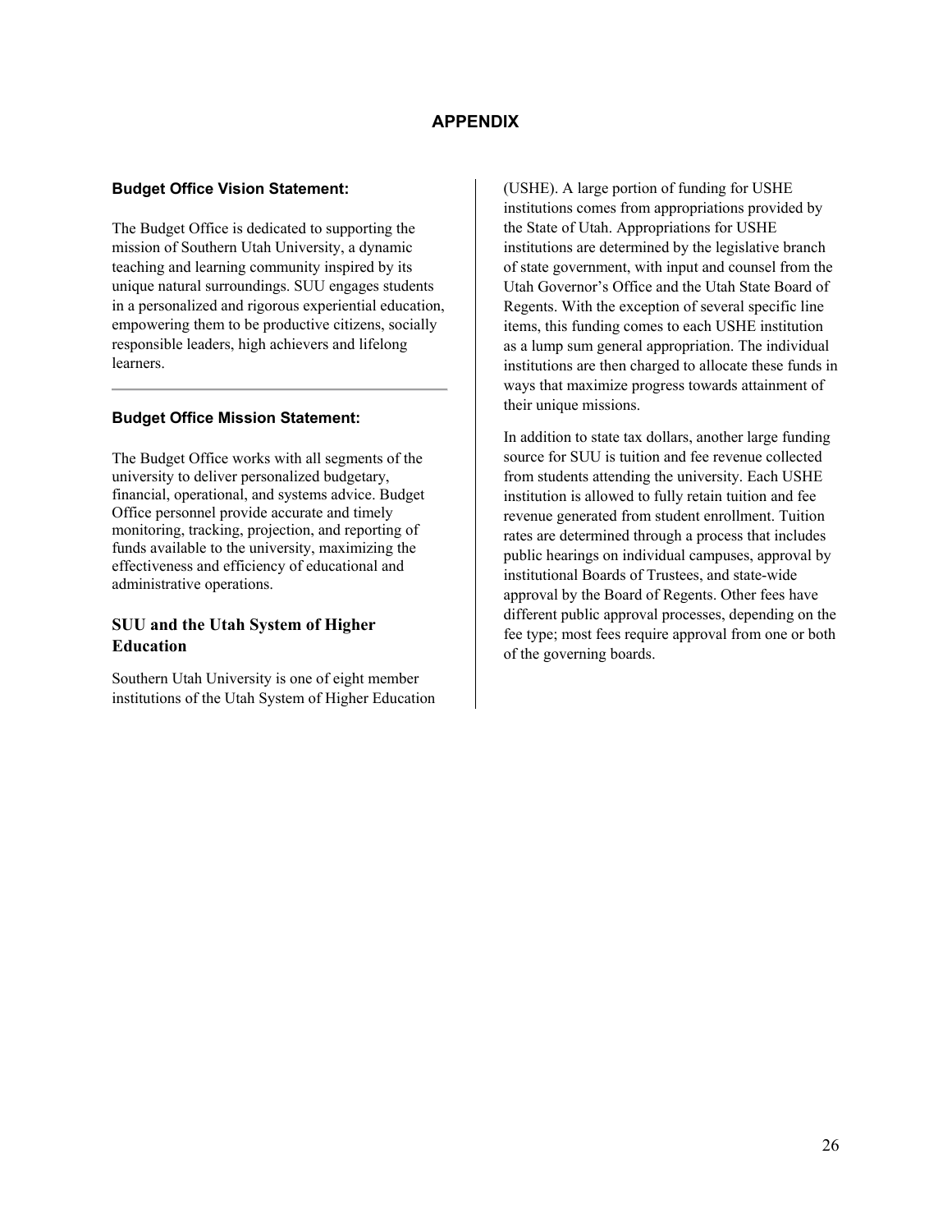# APPENDIX

### Budget Office Vision Statement:

The Budget Office is dedicated to supporting the mission of Southern Utah University, a dynamic teaching and learning community inspired by its unique natural surroundings. SUU engages students in a personalized and rigorous experiential education, empowering them to be productive citizens, socially responsible leaders, high achievers and lifelong learners.

---

### Budget Office Mission Statement:

The Budget Office works with all segments of the university to deliver personalized budgetary, financial, operational, and systems advice. Budget Office personnel provide accurate and timely monitoring, tracking, projection, and reporting of funds available to the university, maximizing the effectiveness and efficiency of educational and administrative operations.

## SUU and the Utah System of Higher Education

Southern Utah University is one of eight member institutions of the Utah System of Higher Education (USHE). A large portion of funding for USHE institutions comes from appropriations provided by the State of Utah. Appropriations for USHE institutions are determined by the legislative branch of state government, with input and counsel from the Utah Governor's Office and the Utah State Board of Regents. With the exception of several specific line items, this funding comes to each USHE institution as a lump sum general appropriation. The individual institutions are then charged to allocate these funds in ways that maximize progress towards attainment of their unique missions.

In addition to state tax dollars, another large funding source for SUU is tuition and fee revenue collected from students attending the university. Each USHE institution is allowed to fully retain tuition and fee revenue generated from student enrollment. Tuition rates are determined through a process that includes public hearings on individual campuses, approval by institutional Boards of Trustees, and state-wide approval by the Board of Regents. Other fees have different public approval processes, depending on the fee type; most fees require approval from one or both of the governing boards.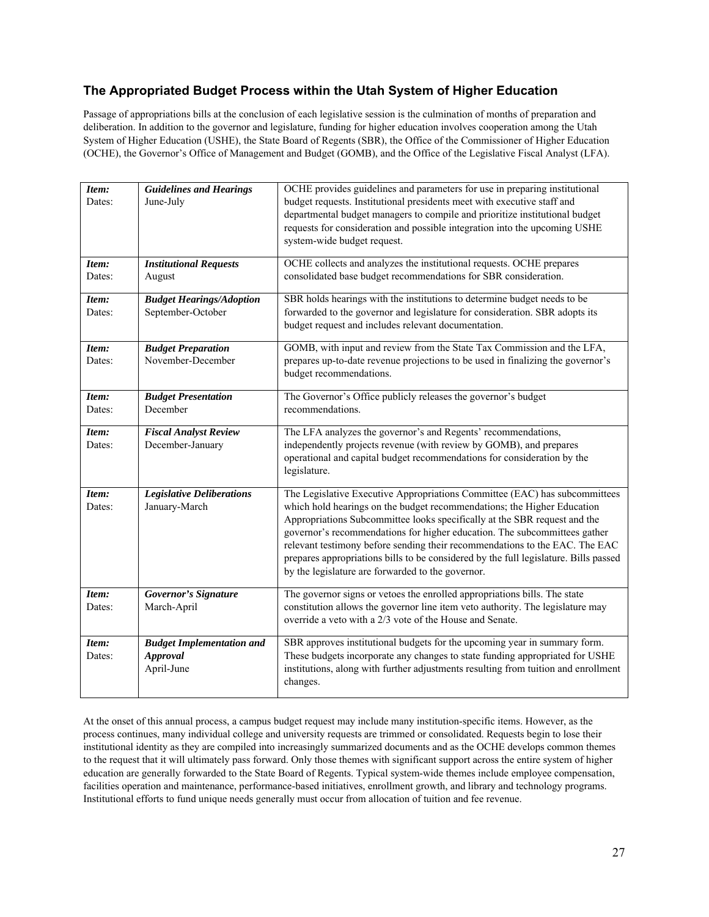## The Appropriated Budget Process within the Utah System of Higher Education

Passage of appropriations bills at the conclusion of each legislative session is the culmination of months of preparation and deliberation. In addition to the governor and legislature, funding for higher education involves cooperation among the Utah System of Higher Education (USHE), the State Board of Regents (SBR), the Office of the Commissioner of Higher Education (OCHE), the Governor's Office of Management and Budget (GOMB), and the Office of the Legislative Fiscal Analyst (LFA).

| ***Item:*** Dates: | ***Guidelines and Hearings*** June-July | OCHE provides guidelines and parameters for use in preparing institutional budget requests. Institutional presidents meet with executive staff and departmental budget managers to compile and prioritize institutional budget requests for consideration and possible integration into the upcoming USHE system-wide budget request. |
|---|---|---|
| ***Item:*** Dates: | ***Institutional Requests*** August | OCHE collects and analyzes the institutional requests. OCHE prepares consolidated base budget recommendations for SBR consideration. |
| ***Item:*** Dates: | ***Budget Hearings/Adoption*** September-October | SBR holds hearings with the institutions to determine budget needs to be forwarded to the governor and legislature for consideration. SBR adopts its budget request and includes relevant documentation. |
| ***Item:*** Dates: | ***Budget Preparation*** November-December | GOMB, with input and review from the State Tax Commission and the LFA, prepares up-to-date revenue projections to be used in finalizing the governor's budget recommendations. |
| ***Item:*** Dates: | ***Budget Presentation*** December | The Governor's Office publicly releases the governor's budget recommendations. |
| ***Item:*** Dates: | ***Fiscal Analyst Review*** December-January | The LFA analyzes the governor's and Regents' recommendations, independently projects revenue (with review by GOMB), and prepares operational and capital budget recommendations for consideration by the legislature. |
| ***Item:*** Dates: | ***Legislative Deliberations*** January-March | The Legislative Executive Appropriations Committee (EAC) has subcommittees which hold hearings on the budget recommendations; the Higher Education Appropriations Subcommittee looks specifically at the SBR request and the governor's recommendations for higher education. The subcommittees gather relevant testimony before sending their recommendations to the EAC. The EAC prepares appropriations bills to be considered by the full legislature. Bills passed by the legislature are forwarded to the governor. |
| ***Item:*** Dates: | ***Governor's Signature*** March-April | The governor signs or vetoes the enrolled appropriations bills. The state constitution allows the governor line item veto authority. The legislature may override a veto with a 2/3 vote of the House and Senate. |
| ***Item:*** Dates: | ***Budget Implementation and Approval*** April-June | SBR approves institutional budgets for the upcoming year in summary form. These budgets incorporate any changes to state funding appropriated for USHE institutions, along with further adjustments resulting from tuition and enrollment changes. |

At the onset of this annual process, a campus budget request may include many institution-specific items. However, as the process continues, many individual college and university requests are trimmed or consolidated. Requests begin to lose their institutional identity as they are compiled into increasingly summarized documents and as the OCHE develops common themes to the request that it will ultimately pass forward. Only those themes with significant support across the entire system of higher education are generally forwarded to the State Board of Regents. Typical system-wide themes include employee compensation, facilities operation and maintenance, performance-based initiatives, enrollment growth, and library and technology programs. Institutional efforts to fund unique needs generally must occur from allocation of tuition and fee revenue.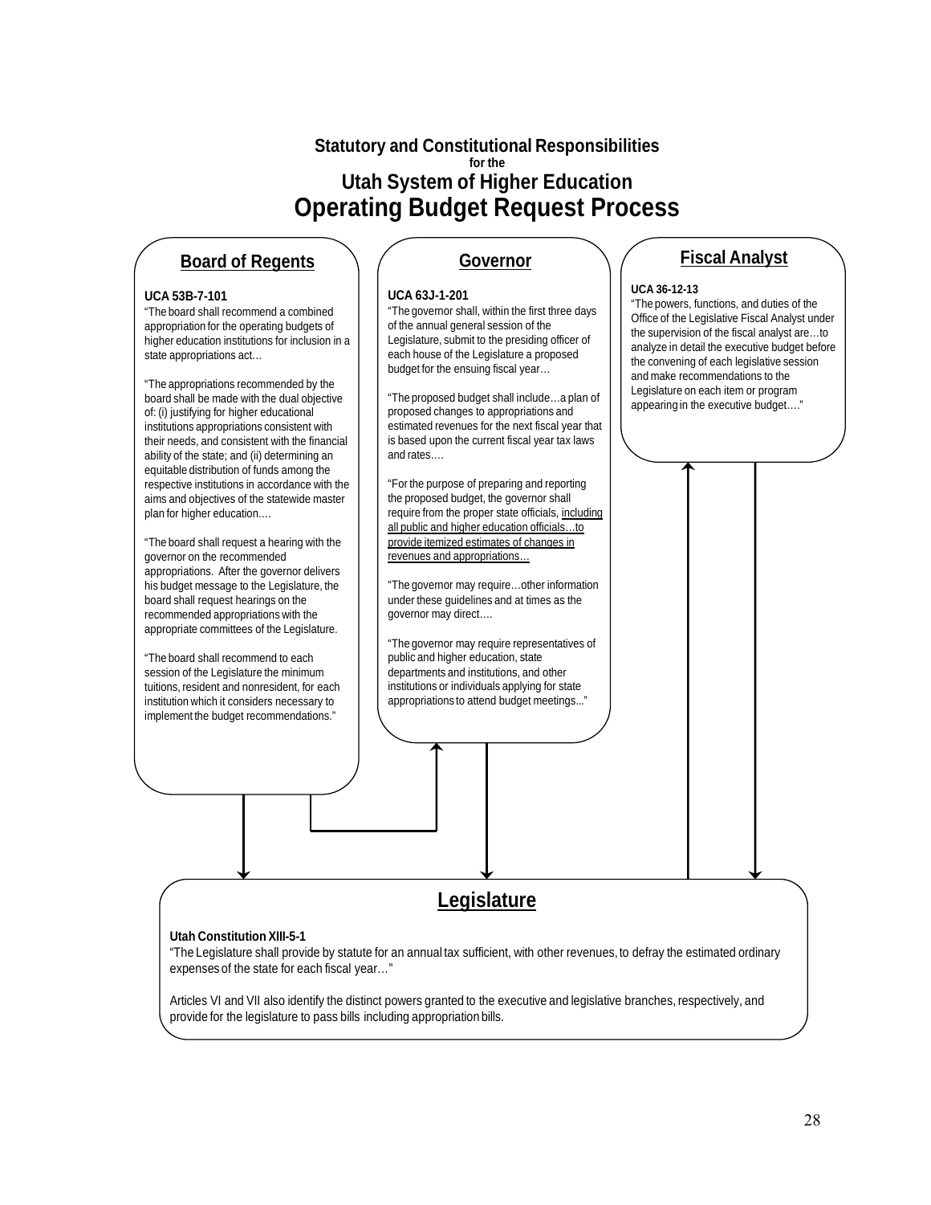# Statutory and Constitutional Responsibilities

for the

## Utah System of Higher Education

# Operating Budget Request Process

## Board of Regents

**UCA 53B-7-101**

"The board shall recommend a combined appropriation for the operating budgets of higher education institutions for inclusion in a state appropriations act…

"The appropriations recommended by the board shall be made with the dual objective of: (i) justifying for higher educational institutions appropriations consistent with their needs, and consistent with the financial ability of the state; and (ii) determining an equitable distribution of funds among the respective institutions in accordance with the aims and objectives of the statewide master plan for higher education.…

"The board shall request a hearing with the governor on the recommended appropriations. After the governor delivers his budget message to the Legislature, the board shall request hearings on the recommended appropriations with the appropriate committees of the Legislature.

"The board shall recommend to each session of the Legislature the minimum tuitions, resident and nonresident, for each institution which it considers necessary to implement the budget recommendations."

## Governor

**UCA 63J-1-201**

"The governor shall, within the first three days of the annual general session of the Legislature, submit to the presiding officer of each house of the Legislature a proposed budget for the ensuing fiscal year…

"The proposed budget shall include…a plan of proposed changes to appropriations and estimated revenues for the next fiscal year that is based upon the current fiscal year tax laws and rates.…

"For the purpose of preparing and reporting the proposed budget, the governor shall require from the proper state officials, <u>including all public and higher education officials…to provide itemized estimates of changes in revenues and appropriations…</u>

"The governor may require…other information under these guidelines and at times as the governor may direct.…

"The governor may require representatives of public and higher education, state departments and institutions, and other institutions or individuals applying for state appropriations to attend budget meetings..."

## Fiscal Analyst

**UCA 36-12-13**

"The powers, functions, and duties of the Office of the Legislative Fiscal Analyst under the supervision of the fiscal analyst are…to analyze in detail the executive budget before the convening of each legislative session and make recommendations to the Legislature on each item or program appearing in the executive budget.…"

## Legislature

**Utah Constitution XIII-5-1**

"The Legislature shall provide by statute for an annual tax sufficient, with other revenues, to defray the estimated ordinary expenses of the state for each fiscal year…"

Articles VI and VII also identify the distinct powers granted to the executive and legislative branches, respectively, and provide for the legislature to pass bills including appropriation bills.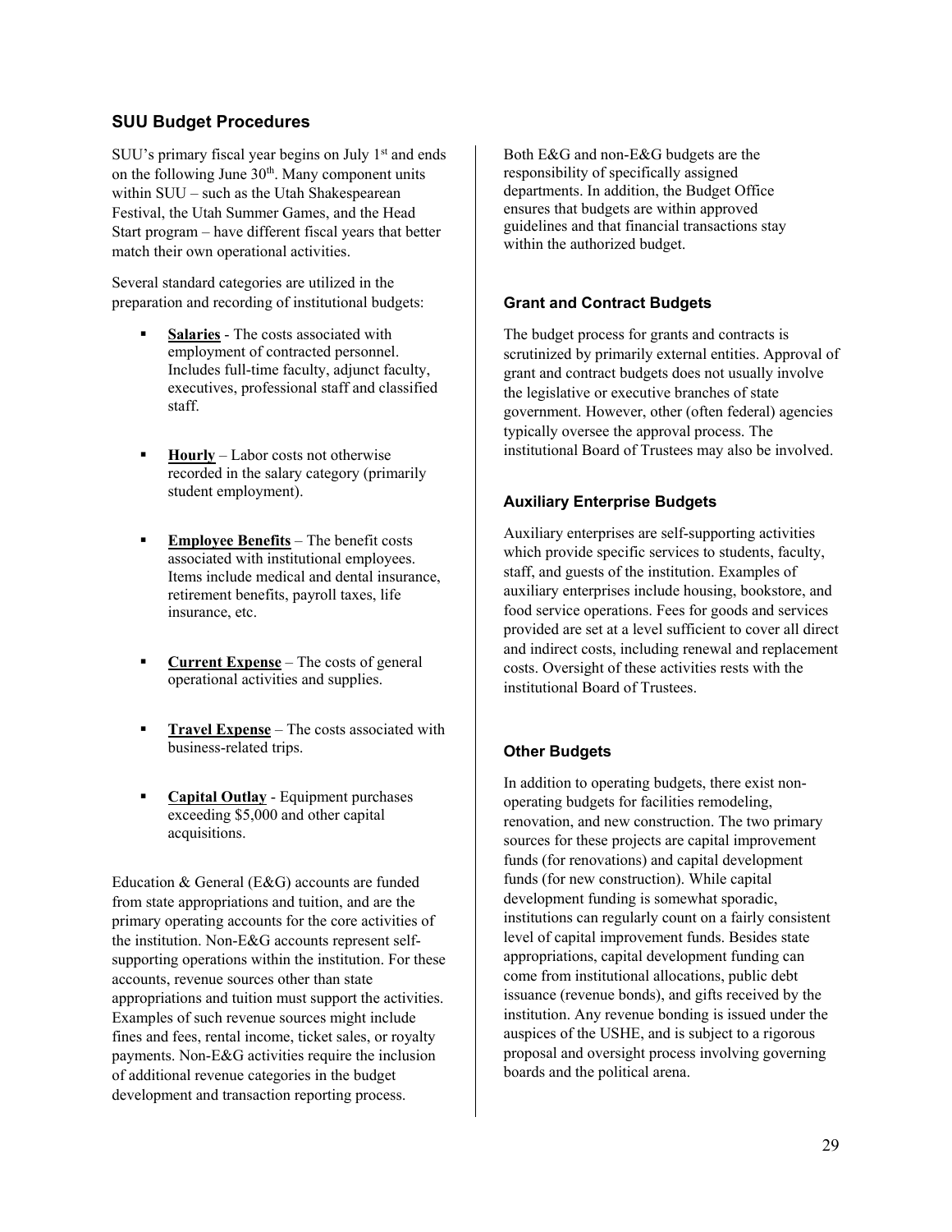## SUU Budget Procedures

SUU's primary fiscal year begins on July 1st and ends on the following June 30th. Many component units within SUU – such as the Utah Shakespearean Festival, the Utah Summer Games, and the Head Start program – have different fiscal years that better match their own operational activities.

Several standard categories are utilized in the preparation and recording of institutional budgets:

- **Salaries** - The costs associated with employment of contracted personnel. Includes full-time faculty, adjunct faculty, executives, professional staff and classified staff.
- **Hourly** – Labor costs not otherwise recorded in the salary category (primarily student employment).
- **Employee Benefits** – The benefit costs associated with institutional employees. Items include medical and dental insurance, retirement benefits, payroll taxes, life insurance, etc.
- **Current Expense** – The costs of general operational activities and supplies.
- **Travel Expense** – The costs associated with business-related trips.
- **Capital Outlay** - Equipment purchases exceeding $5,000 and other capital acquisitions.

Education & General (E&G) accounts are funded from state appropriations and tuition, and are the primary operating accounts for the core activities of the institution. Non-E&G accounts represent self-supporting operations within the institution. For these accounts, revenue sources other than state appropriations and tuition must support the activities. Examples of such revenue sources might include fines and fees, rental income, ticket sales, or royalty payments. Non-E&G activities require the inclusion of additional revenue categories in the budget development and transaction reporting process.

Both E&G and non-E&G budgets are the responsibility of specifically assigned departments. In addition, the Budget Office ensures that budgets are within approved guidelines and that financial transactions stay within the authorized budget.

### Grant and Contract Budgets

The budget process for grants and contracts is scrutinized by primarily external entities. Approval of grant and contract budgets does not usually involve the legislative or executive branches of state government. However, other (often federal) agencies typically oversee the approval process. The institutional Board of Trustees may also be involved.

### Auxiliary Enterprise Budgets

Auxiliary enterprises are self-supporting activities which provide specific services to students, faculty, staff, and guests of the institution. Examples of auxiliary enterprises include housing, bookstore, and food service operations. Fees for goods and services provided are set at a level sufficient to cover all direct and indirect costs, including renewal and replacement costs. Oversight of these activities rests with the institutional Board of Trustees.

### Other Budgets

In addition to operating budgets, there exist non-operating budgets for facilities remodeling, renovation, and new construction. The two primary sources for these projects are capital improvement funds (for renovations) and capital development funds (for new construction). While capital development funding is somewhat sporadic, institutions can regularly count on a fairly consistent level of capital improvement funds. Besides state appropriations, capital development funding can come from institutional allocations, public debt issuance (revenue bonds), and gifts received by the institution. Any revenue bonding is issued under the auspices of the USHE, and is subject to a rigorous proposal and oversight process involving governing boards and the political arena.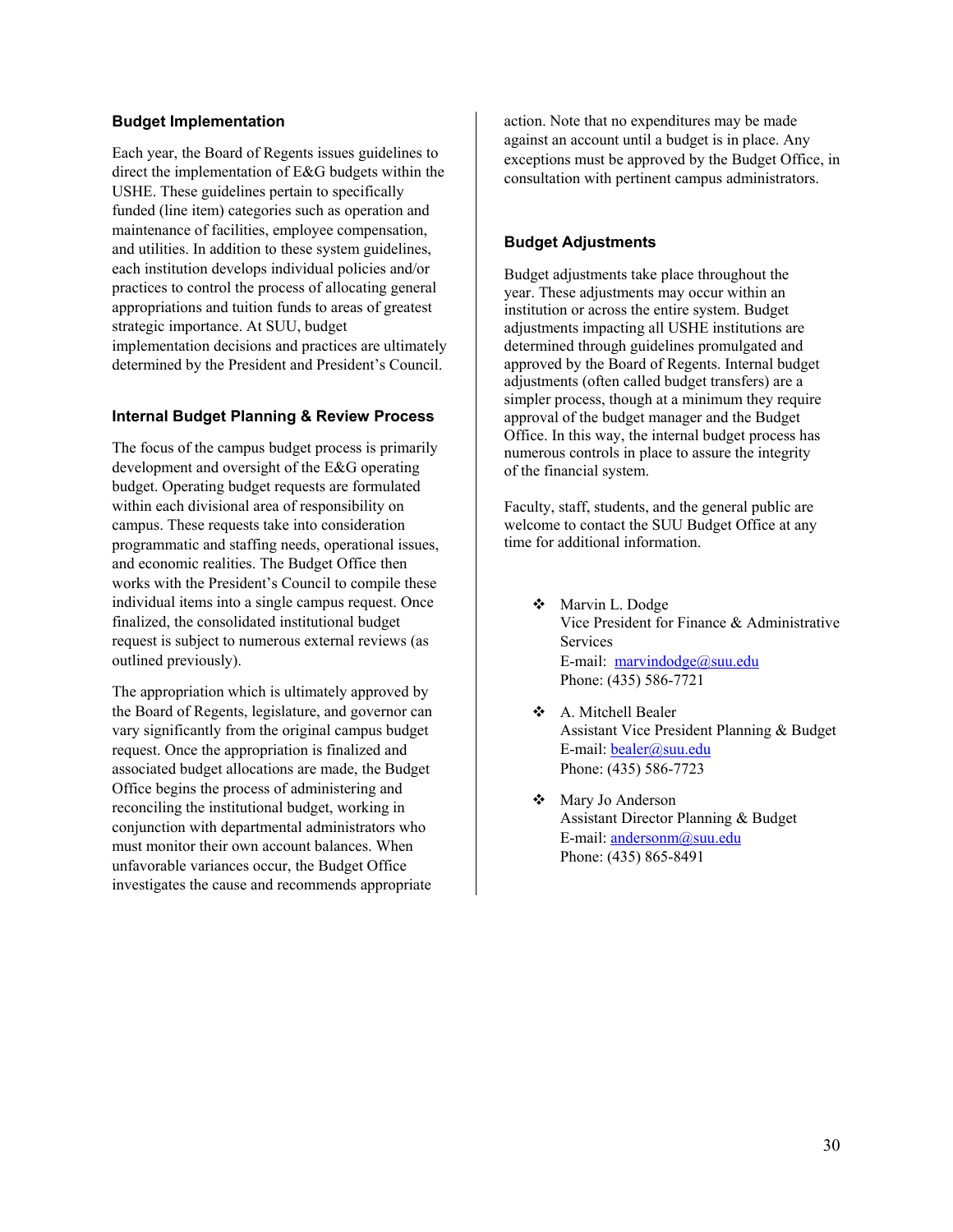## Budget Implementation

Each year, the Board of Regents issues guidelines to direct the implementation of E&G budgets within the USHE. These guidelines pertain to specifically funded (line item) categories such as operation and maintenance of facilities, employee compensation, and utilities. In addition to these system guidelines, each institution develops individual policies and/or practices to control the process of allocating general appropriations and tuition funds to areas of greatest strategic importance. At SUU, budget implementation decisions and practices are ultimately determined by the President and President's Council.

## Internal Budget Planning & Review Process

The focus of the campus budget process is primarily development and oversight of the E&G operating budget. Operating budget requests are formulated within each divisional area of responsibility on campus. These requests take into consideration programmatic and staffing needs, operational issues, and economic realities. The Budget Office then works with the President's Council to compile these individual items into a single campus request. Once finalized, the consolidated institutional budget request is subject to numerous external reviews (as outlined previously).

The appropriation which is ultimately approved by the Board of Regents, legislature, and governor can vary significantly from the original campus budget request. Once the appropriation is finalized and associated budget allocations are made, the Budget Office begins the process of administering and reconciling the institutional budget, working in conjunction with departmental administrators who must monitor their own account balances. When unfavorable variances occur, the Budget Office investigates the cause and recommends appropriate action. Note that no expenditures may be made against an account until a budget is in place. Any exceptions must be approved by the Budget Office, in consultation with pertinent campus administrators.

## Budget Adjustments

Budget adjustments take place throughout the year. These adjustments may occur within an institution or across the entire system. Budget adjustments impacting all USHE institutions are determined through guidelines promulgated and approved by the Board of Regents. Internal budget adjustments (often called budget transfers) are a simpler process, though at a minimum they require approval of the budget manager and the Budget Office. In this way, the internal budget process has numerous controls in place to assure the integrity of the financial system.

Faculty, staff, students, and the general public are welcome to contact the SUU Budget Office at any time for additional information.

- Marvin L. Dodge
  Vice President for Finance & Administrative Services
  E-mail: marvindodge@suu.edu
  Phone: (435) 586-7721

- A. Mitchell Bealer
  Assistant Vice President Planning & Budget
  E-mail: bealer@suu.edu
  Phone: (435) 586-7723

- Mary Jo Anderson
  Assistant Director Planning & Budget
  E-mail: andersonm@suu.edu
  Phone: (435) 865-8491